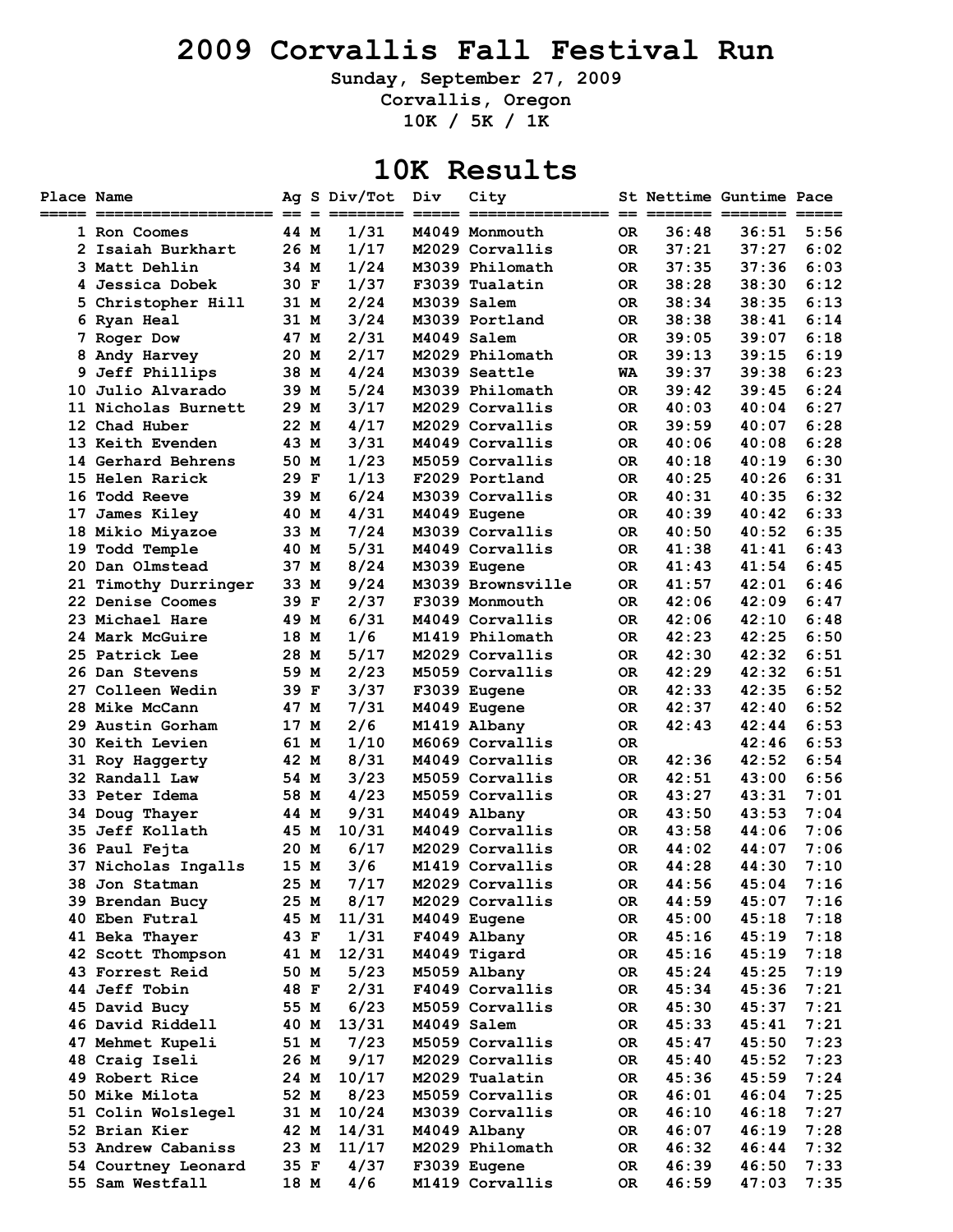# 2009 Corvallis Fall Festival Run

**Sunday, September 27, 2009**
**Corvallis, Oregon**
**10K / 5K / 1K**

## 10K Results

| Place | Name | Ag | S | Div/Tot | Div | City | St | Nettime | Guntime | Pace |
|---|---|---|---|---|---|---|---|---|---|---|
| 1 | Ron Coomes | 44 | M | 1/31 | M4049 | Monmouth | OR | 36:48 | 36:51 | 5:56 |
| 2 | Isaiah Burkhart | 26 | M | 1/17 | M2029 | Corvallis | OR | 37:21 | 37:27 | 6:02 |
| 3 | Matt Dehlin | 34 | M | 1/24 | M3039 | Philomath | OR | 37:35 | 37:36 | 6:03 |
| 4 | Jessica Dobek | 30 | F | 1/37 | F3039 | Tualatin | OR | 38:28 | 38:30 | 6:12 |
| 5 | Christopher Hill | 31 | M | 2/24 | M3039 | Salem | OR | 38:34 | 38:35 | 6:13 |
| 6 | Ryan Heal | 31 | M | 3/24 | M3039 | Portland | OR | 38:38 | 38:41 | 6:14 |
| 7 | Roger Dow | 47 | M | 2/31 | M4049 | Salem | OR | 39:05 | 39:07 | 6:18 |
| 8 | Andy Harvey | 20 | M | 2/17 | M2029 | Philomath | OR | 39:13 | 39:15 | 6:19 |
| 9 | Jeff Phillips | 38 | M | 4/24 | M3039 | Seattle | WA | 39:37 | 39:38 | 6:23 |
| 10 | Julio Alvarado | 39 | M | 5/24 | M3039 | Philomath | OR | 39:42 | 39:45 | 6:24 |
| 11 | Nicholas Burnett | 29 | M | 3/17 | M2029 | Corvallis | OR | 40:03 | 40:04 | 6:27 |
| 12 | Chad Huber | 22 | M | 4/17 | M2029 | Corvallis | OR | 39:59 | 40:07 | 6:28 |
| 13 | Keith Evenden | 43 | M | 3/31 | M4049 | Corvallis | OR | 40:06 | 40:08 | 6:28 |
| 14 | Gerhard Behrens | 50 | M | 1/23 | M5059 | Corvallis | OR | 40:18 | 40:19 | 6:30 |
| 15 | Helen Rarick | 29 | F | 1/13 | F2029 | Portland | OR | 40:25 | 40:26 | 6:31 |
| 16 | Todd Reeve | 39 | M | 6/24 | M3039 | Corvallis | OR | 40:31 | 40:35 | 6:32 |
| 17 | James Kiley | 40 | M | 4/31 | M4049 | Eugene | OR | 40:39 | 40:42 | 6:33 |
| 18 | Mikio Miyazoe | 33 | M | 7/24 | M3039 | Corvallis | OR | 40:50 | 40:52 | 6:35 |
| 19 | Todd Temple | 40 | M | 5/31 | M4049 | Corvallis | OR | 41:38 | 41:41 | 6:43 |
| 20 | Dan Olmstead | 37 | M | 8/24 | M3039 | Eugene | OR | 41:43 | 41:54 | 6:45 |
| 21 | Timothy Durringer | 33 | M | 9/24 | M3039 | Brownsville | OR | 41:57 | 42:01 | 6:46 |
| 22 | Denise Coomes | 39 | F | 2/37 | F3039 | Monmouth | OR | 42:06 | 42:09 | 6:47 |
| 23 | Michael Hare | 49 | M | 6/31 | M4049 | Corvallis | OR | 42:06 | 42:10 | 6:48 |
| 24 | Mark McGuire | 18 | M | 1/6 | M1419 | Philomath | OR | 42:23 | 42:25 | 6:50 |
| 25 | Patrick Lee | 28 | M | 5/17 | M2029 | Corvallis | OR | 42:30 | 42:32 | 6:51 |
| 26 | Dan Stevens | 59 | M | 2/23 | M5059 | Corvallis | OR | 42:29 | 42:32 | 6:51 |
| 27 | Colleen Wedin | 39 | F | 3/37 | F3039 | Eugene | OR | 42:33 | 42:35 | 6:52 |
| 28 | Mike McCann | 47 | M | 7/31 | M4049 | Eugene | OR | 42:37 | 42:40 | 6:52 |
| 29 | Austin Gorham | 17 | M | 2/6 | M1419 | Albany | OR | 42:43 | 42:44 | 6:53 |
| 30 | Keith Levien | 61 | M | 1/10 | M6069 | Corvallis | OR | | 42:46 | 6:53 |
| 31 | Roy Haggerty | 42 | M | 8/31 | M4049 | Corvallis | OR | 42:36 | 42:52 | 6:54 |
| 32 | Randall Law | 54 | M | 3/23 | M5059 | Corvallis | OR | 42:51 | 43:00 | 6:56 |
| 33 | Peter Idema | 58 | M | 4/23 | M5059 | Corvallis | OR | 43:27 | 43:31 | 7:01 |
| 34 | Doug Thayer | 44 | M | 9/31 | M4049 | Albany | OR | 43:50 | 43:53 | 7:04 |
| 35 | Jeff Kollath | 45 | M | 10/31 | M4049 | Corvallis | OR | 43:58 | 44:06 | 7:06 |
| 36 | Paul Fejta | 20 | M | 6/17 | M2029 | Corvallis | OR | 44:02 | 44:07 | 7:06 |
| 37 | Nicholas Ingalls | 15 | M | 3/6 | M1419 | Corvallis | OR | 44:28 | 44:30 | 7:10 |
| 38 | Jon Statman | 25 | M | 7/17 | M2029 | Corvallis | OR | 44:56 | 45:04 | 7:16 |
| 39 | Brendan Bucy | 25 | M | 8/17 | M2029 | Corvallis | OR | 44:59 | 45:07 | 7:16 |
| 40 | Eben Futral | 45 | M | 11/31 | M4049 | Eugene | OR | 45:00 | 45:18 | 7:18 |
| 41 | Beka Thayer | 43 | F | 1/31 | F4049 | Albany | OR | 45:16 | 45:19 | 7:18 |
| 42 | Scott Thompson | 41 | M | 12/31 | M4049 | Tigard | OR | 45:16 | 45:19 | 7:18 |
| 43 | Forrest Reid | 50 | M | 5/23 | M5059 | Albany | OR | 45:24 | 45:25 | 7:19 |
| 44 | Jeff Tobin | 48 | F | 2/31 | F4049 | Corvallis | OR | 45:34 | 45:36 | 7:21 |
| 45 | David Bucy | 55 | M | 6/23 | M5059 | Corvallis | OR | 45:30 | 45:37 | 7:21 |
| 46 | David Riddell | 40 | M | 13/31 | M4049 | Salem | OR | 45:33 | 45:41 | 7:21 |
| 47 | Mehmet Kupeli | 51 | M | 7/23 | M5059 | Corvallis | OR | 45:47 | 45:50 | 7:23 |
| 48 | Craig Iseli | 26 | M | 9/17 | M2029 | Corvallis | OR | 45:40 | 45:52 | 7:23 |
| 49 | Robert Rice | 24 | M | 10/17 | M2029 | Tualatin | OR | 45:36 | 45:59 | 7:24 |
| 50 | Mike Milota | 52 | M | 8/23 | M5059 | Corvallis | OR | 46:01 | 46:04 | 7:25 |
| 51 | Colin Wolslegel | 31 | M | 10/24 | M3039 | Corvallis | OR | 46:10 | 46:18 | 7:27 |
| 52 | Brian Kier | 42 | M | 14/31 | M4049 | Albany | OR | 46:07 | 46:19 | 7:28 |
| 53 | Andrew Cabaniss | 23 | M | 11/17 | M2029 | Philomath | OR | 46:32 | 46:44 | 7:32 |
| 54 | Courtney Leonard | 35 | F | 4/37 | F3039 | Eugene | OR | 46:39 | 46:50 | 7:33 |
| 55 | Sam Westfall | 18 | M | 4/6 | M1419 | Corvallis | OR | 46:59 | 47:03 | 7:35 |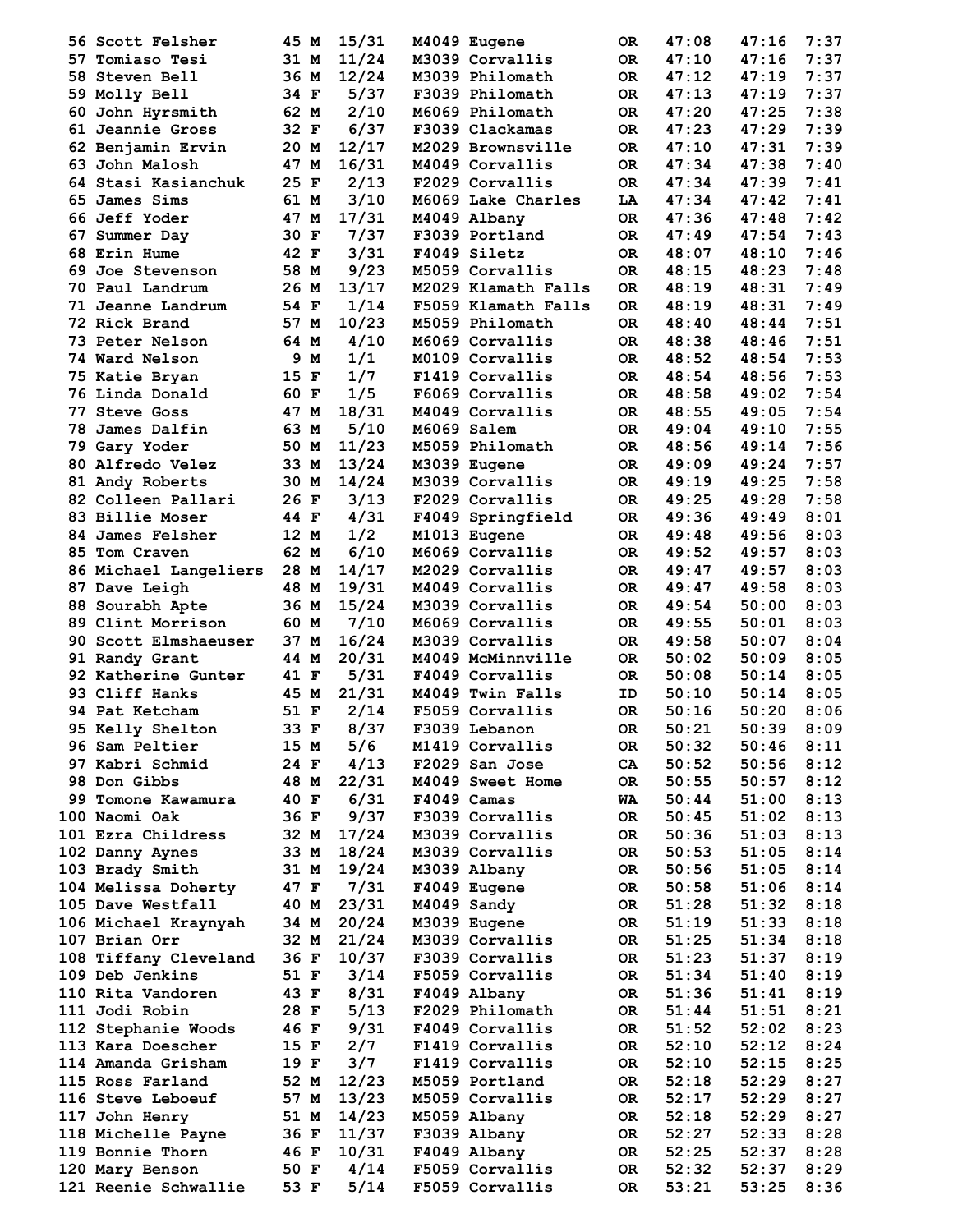| Place | Name | Age | Sex | Div Place | Division | City | State | Chip Time | Gun Time | Pace |
|---|---|---|---|---|---|---|---|---|---|---|
| 56 | Scott Felsher | 45 | M | 15/31 | M4049 | Eugene | OR | 47:08 | 47:16 | 7:37 |
| 57 | Tomiaso Tesi | 31 | M | 11/24 | M3039 | Corvallis | OR | 47:10 | 47:16 | 7:37 |
| 58 | Steven Bell | 36 | M | 12/24 | M3039 | Philomath | OR | 47:12 | 47:19 | 7:37 |
| 59 | Molly Bell | 34 | F | 5/37 | F3039 | Philomath | OR | 47:13 | 47:19 | 7:37 |
| 60 | John Hyrsmith | 62 | M | 2/10 | M6069 | Philomath | OR | 47:20 | 47:25 | 7:38 |
| 61 | Jeannie Gross | 32 | F | 6/37 | F3039 | Clackamas | OR | 47:23 | 47:29 | 7:39 |
| 62 | Benjamin Ervin | 20 | M | 12/17 | M2029 | Brownsville | OR | 47:10 | 47:31 | 7:39 |
| 63 | John Malosh | 47 | M | 16/31 | M4049 | Corvallis | OR | 47:34 | 47:38 | 7:40 |
| 64 | Stasi Kasianchuk | 25 | F | 2/13 | F2029 | Corvallis | OR | 47:34 | 47:39 | 7:41 |
| 65 | James Sims | 61 | M | 3/10 | M6069 | Lake Charles | LA | 47:34 | 47:42 | 7:41 |
| 66 | Jeff Yoder | 47 | M | 17/31 | M4049 | Albany | OR | 47:36 | 47:48 | 7:42 |
| 67 | Summer Day | 30 | F | 7/37 | F3039 | Portland | OR | 47:49 | 47:54 | 7:43 |
| 68 | Erin Hume | 42 | F | 3/31 | F4049 | Siletz | OR | 48:07 | 48:10 | 7:46 |
| 69 | Joe Stevenson | 58 | M | 9/23 | M5059 | Corvallis | OR | 48:15 | 48:23 | 7:48 |
| 70 | Paul Landrum | 26 | M | 13/17 | M2029 | Klamath Falls | OR | 48:19 | 48:31 | 7:49 |
| 71 | Jeanne Landrum | 54 | F | 1/14 | F5059 | Klamath Falls | OR | 48:19 | 48:31 | 7:49 |
| 72 | Rick Brand | 57 | M | 10/23 | M5059 | Philomath | OR | 48:40 | 48:44 | 7:51 |
| 73 | Peter Nelson | 64 | M | 4/10 | M6069 | Corvallis | OR | 48:38 | 48:46 | 7:51 |
| 74 | Ward Nelson | 9 | M | 1/1 | M0109 | Corvallis | OR | 48:52 | 48:54 | 7:53 |
| 75 | Katie Bryan | 15 | F | 1/7 | F1419 | Corvallis | OR | 48:54 | 48:56 | 7:53 |
| 76 | Linda Donald | 60 | F | 1/5 | F6069 | Corvallis | OR | 48:58 | 49:02 | 7:54 |
| 77 | Steve Goss | 47 | M | 18/31 | M4049 | Corvallis | OR | 48:55 | 49:05 | 7:54 |
| 78 | James Dalfin | 63 | M | 5/10 | M6069 | Salem | OR | 49:04 | 49:10 | 7:55 |
| 79 | Gary Yoder | 50 | M | 11/23 | M5059 | Philomath | OR | 48:56 | 49:14 | 7:56 |
| 80 | Alfredo Velez | 33 | M | 13/24 | M3039 | Eugene | OR | 49:09 | 49:24 | 7:57 |
| 81 | Andy Roberts | 30 | M | 14/24 | M3039 | Corvallis | OR | 49:19 | 49:25 | 7:58 |
| 82 | Colleen Pallari | 26 | F | 3/13 | F2029 | Corvallis | OR | 49:25 | 49:28 | 7:58 |
| 83 | Billie Moser | 44 | F | 4/31 | F4049 | Springfield | OR | 49:36 | 49:49 | 8:01 |
| 84 | James Felsher | 12 | M | 1/2 | M1013 | Eugene | OR | 49:48 | 49:56 | 8:03 |
| 85 | Tom Craven | 62 | M | 6/10 | M6069 | Corvallis | OR | 49:52 | 49:57 | 8:03 |
| 86 | Michael Langeliers | 28 | M | 14/17 | M2029 | Corvallis | OR | 49:47 | 49:57 | 8:03 |
| 87 | Dave Leigh | 48 | M | 19/31 | M4049 | Corvallis | OR | 49:47 | 49:58 | 8:03 |
| 88 | Sourabh Apte | 36 | M | 15/24 | M3039 | Corvallis | OR | 49:54 | 50:00 | 8:03 |
| 89 | Clint Morrison | 60 | M | 7/10 | M6069 | Corvallis | OR | 49:55 | 50:01 | 8:03 |
| 90 | Scott Elmshaeuser | 37 | M | 16/24 | M3039 | Corvallis | OR | 49:58 | 50:07 | 8:04 |
| 91 | Randy Grant | 44 | M | 20/31 | M4049 | McMinnville | OR | 50:02 | 50:09 | 8:05 |
| 92 | Katherine Gunter | 41 | F | 5/31 | F4049 | Corvallis | OR | 50:08 | 50:14 | 8:05 |
| 93 | Cliff Hanks | 45 | M | 21/31 | M4049 | Twin Falls | ID | 50:10 | 50:14 | 8:05 |
| 94 | Pat Ketcham | 51 | F | 2/14 | F5059 | Corvallis | OR | 50:16 | 50:20 | 8:06 |
| 95 | Kelly Shelton | 33 | F | 8/37 | F3039 | Lebanon | OR | 50:21 | 50:39 | 8:09 |
| 96 | Sam Peltier | 15 | M | 5/6 | M1419 | Corvallis | OR | 50:32 | 50:46 | 8:11 |
| 97 | Kabri Schmid | 24 | F | 4/13 | F2029 | San Jose | CA | 50:52 | 50:56 | 8:12 |
| 98 | Don Gibbs | 48 | M | 22/31 | M4049 | Sweet Home | OR | 50:55 | 50:57 | 8:12 |
| 99 | Tomone Kawamura | 40 | F | 6/31 | F4049 | Camas | WA | 50:44 | 51:00 | 8:13 |
| 100 | Naomi Oak | 36 | F | 9/37 | F3039 | Corvallis | OR | 50:45 | 51:02 | 8:13 |
| 101 | Ezra Childress | 32 | M | 17/24 | M3039 | Corvallis | OR | 50:36 | 51:03 | 8:13 |
| 102 | Danny Aynes | 33 | M | 18/24 | M3039 | Corvallis | OR | 50:53 | 51:05 | 8:14 |
| 103 | Brady Smith | 31 | M | 19/24 | M3039 | Albany | OR | 50:56 | 51:05 | 8:14 |
| 104 | Melissa Doherty | 47 | F | 7/31 | F4049 | Eugene | OR | 50:58 | 51:06 | 8:14 |
| 105 | Dave Westfall | 40 | M | 23/31 | M4049 | Sandy | OR | 51:28 | 51:32 | 8:18 |
| 106 | Michael Kraynyah | 34 | M | 20/24 | M3039 | Eugene | OR | 51:19 | 51:33 | 8:18 |
| 107 | Brian Orr | 32 | M | 21/24 | M3039 | Corvallis | OR | 51:25 | 51:34 | 8:18 |
| 108 | Tiffany Cleveland | 36 | F | 10/37 | F3039 | Corvallis | OR | 51:23 | 51:37 | 8:19 |
| 109 | Deb Jenkins | 51 | F | 3/14 | F5059 | Corvallis | OR | 51:34 | 51:40 | 8:19 |
| 110 | Rita Vandoren | 43 | F | 8/31 | F4049 | Albany | OR | 51:36 | 51:41 | 8:19 |
| 111 | Jodi Robin | 28 | F | 5/13 | F2029 | Philomath | OR | 51:44 | 51:51 | 8:21 |
| 112 | Stephanie Woods | 46 | F | 9/31 | F4049 | Corvallis | OR | 51:52 | 52:02 | 8:23 |
| 113 | Kara Doescher | 15 | F | 2/7 | F1419 | Corvallis | OR | 52:10 | 52:12 | 8:24 |
| 114 | Amanda Grisham | 19 | F | 3/7 | F1419 | Corvallis | OR | 52:10 | 52:15 | 8:25 |
| 115 | Ross Farland | 52 | M | 12/23 | M5059 | Portland | OR | 52:18 | 52:29 | 8:27 |
| 116 | Steve Leboeuf | 57 | M | 13/23 | M5059 | Corvallis | OR | 52:17 | 52:29 | 8:27 |
| 117 | John Henry | 51 | M | 14/23 | M5059 | Albany | OR | 52:18 | 52:29 | 8:27 |
| 118 | Michelle Payne | 36 | F | 11/37 | F3039 | Albany | OR | 52:27 | 52:33 | 8:28 |
| 119 | Bonnie Thorn | 46 | F | 10/31 | F4049 | Albany | OR | 52:25 | 52:37 | 8:28 |
| 120 | Mary Benson | 50 | F | 4/14 | F5059 | Corvallis | OR | 52:32 | 52:37 | 8:29 |
| 121 | Reenie Schwallie | 53 | F | 5/14 | F5059 | Corvallis | OR | 53:21 | 53:25 | 8:36 |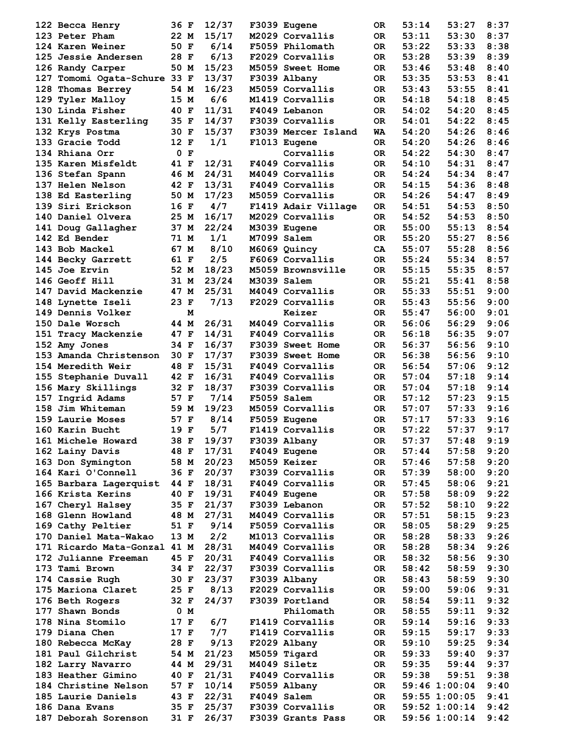```
122 Becca Henry          36 F  12/37   F3039 Eugene          OR    53:14    53:27   8:37
123 Peter Pham           22 M  15/17   M2029 Corvallis       OR    53:11    53:30   8:37
124 Karen Weiner         50 F   6/14   F5059 Philomath       OR    53:22    53:33   8:38
125 Jessie Andersen      28 F   6/13   F2029 Corvallis       OR    53:28    53:39   8:39
126 Randy Carper         50 M  15/23   M5059 Sweet Home      OR    53:46    53:48   8:40
127 Tomomi Ogata-Schure  33 F  13/37   F3039 Albany          OR    53:35    53:53   8:41
128 Thomas Berrey        54 M  16/23   M5059 Corvallis       OR    53:43    53:55   8:41
129 Tyler Malloy         15 M   6/6    M1419 Corvallis       OR    54:18    54:18   8:45
130 Linda Fisher         40 F  11/31   F4049 Lebanon         OR    54:02    54:20   8:45
131 Kelly Easterling     35 F  14/37   F3039 Corvallis       OR    54:01    54:22   8:45
132 Krys Postma          30 F  15/37   F3039 Mercer Island   WA    54:20    54:26   8:46
133 Gracie Todd          12 F   1/1    F1013 Eugene          OR    54:20    54:26   8:46
134 Rhiana Orr            0 F                Corvallis       OR    54:22    54:30   8:47
135 Karen Misfeldt       41 F  12/31   F4049 Corvallis       OR    54:10    54:31   8:47
136 Stefan Spann         46 M  24/31   M4049 Corvallis       OR    54:24    54:34   8:47
137 Helen Nelson         42 F  13/31   F4049 Corvallis       OR    54:15    54:36   8:48
138 Ed Easterling        50 M  17/23   M5059 Corvallis       OR    54:26    54:47   8:49
139 Siri Erickson        16 F   4/7    F1419 Adair Village   OR    54:51    54:53   8:50
140 Daniel Olvera        25 M  16/17   M2029 Corvallis       OR    54:52    54:53   8:50
141 Doug Gallagher       37 M  22/24   M3039 Eugene          OR    55:00    55:13   8:54
142 Ed Bender            71 M   1/1    M7099 Salem           OR    55:20    55:27   8:56
143 Bob Mackel           67 M   8/10   M6069 Quincy          CA    55:07    55:28   8:56
144 Becky Garrett        61 F   2/5    F6069 Corvallis       OR    55:24    55:34   8:57
145 Joe Ervin            52 M  18/23   M5059 Brownsville     OR    55:15    55:35   8:57
146 Geoff Hill           31 M  23/24   M3039 Salem           OR    55:21    55:41   8:58
147 David Mackenzie      47 M  25/31   M4049 Corvallis       OR    55:33    55:51   9:00
148 Lynette Iseli        23 F   7/13   F2029 Corvallis       OR    55:43    55:56   9:00
149 Dennis Volker           M                Keizer          OR    55:47    56:00   9:01
150 Dale Worsch          44 M  26/31   M4049 Corvallis       OR    56:06    56:29   9:06
151 Tracy Mackenzie      47 F  14/31   F4049 Corvallis       OR    56:18    56:35   9:07
152 Amy Jones            34 F  16/37   F3039 Sweet Home      OR    56:37    56:56   9:10
153 Amanda Christenson   30 F  17/37   F3039 Sweet Home      OR    56:38    56:56   9:10
154 Meredith Weir        48 F  15/31   F4049 Corvallis       OR    56:54    57:06   9:12
155 Stephanie Duvall     42 F  16/31   F4049 Corvallis       OR    57:04    57:18   9:14
156 Mary Skillings       32 F  18/37   F3039 Corvallis       OR    57:04    57:18   9:14
157 Ingrid Adams         57 F   7/14   F5059 Salem           OR    57:12    57:23   9:15
158 Jim Whiteman         59 M  19/23   M5059 Corvallis       OR    57:07    57:33   9:16
159 Laurie Moses         57 F   8/14   F5059 Eugene          OR    57:17    57:33   9:16
160 Karin Bucht          19 F   5/7    F1419 Corvallis       OR    57:22    57:37   9:17
161 Michele Howard       38 F  19/37   F3039 Albany          OR    57:37    57:48   9:19
162 Lainy Davis          48 F  17/31   F4049 Eugene          OR    57:44    57:58   9:20
163 Don Symington        58 M  20/23   M5059 Keizer          OR    57:46    57:58   9:20
164 Kari O'Connell       36 F  20/37   F3039 Corvallis       OR    57:39    58:00   9:20
165 Barbara Lagerquist   44 F  18/31   F4049 Corvallis       OR    57:45    58:06   9:21
166 Krista Kerins        40 F  19/31   F4049 Eugene          OR    57:58    58:09   9:22
167 Cheryl Halsey        35 F  21/37   F3039 Lebanon         OR    57:52    58:10   9:22
168 Glenn Howland        48 M  27/31   M4049 Corvallis       OR    57:51    58:15   9:23
169 Cathy Peltier        51 F   9/14   F5059 Corvallis       OR    58:05    58:29   9:25
170 Daniel Mata-Wakao    13 M   2/2    M1013 Corvallis       OR    58:28    58:33   9:26
171 Ricardo Mata-Gonzal  41 M  28/31   M4049 Corvallis       OR    58:28    58:34   9:26
172 Julianne Freeman     45 F  20/31   F4049 Corvallis       OR    58:32    58:56   9:30
173 Tami Brown           34 F  22/37   F3039 Corvallis       OR    58:42    58:59   9:30
174 Cassie Rugh          30 F  23/37   F3039 Albany          OR    58:43    58:59   9:30
175 Mariona Claret       25 F   8/13   F2029 Corvallis       OR    59:00    59:06   9:31
176 Beth Rogers          32 F  24/37   F3039 Portland        OR    58:54    59:11   9:32
177 Shawn Bonds           0 M                Philomath       OR    58:55    59:11   9:32
178 Nina Stomilo         17 F   6/7    F1419 Corvallis       OR    59:14    59:16   9:33
179 Diana Chen           17 F   7/7    F1419 Corvallis       OR    59:15    59:17   9:33
180 Rebecca McKay        28 F   9/13   F2029 Albany          OR    59:10    59:25   9:34
181 Paul Gilchrist       54 M  21/23   M5059 Tigard          OR    59:33    59:40   9:37
182 Larry Navarro        44 M  29/31   M4049 Siletz          OR    59:35    59:44   9:37
183 Heather Gimino       40 F  21/31   F4049 Corvallis       OR    59:38    59:51   9:38
184 Christine Nelson     57 F  10/14   F5059 Albany          OR    59:46  1:00:04   9:40
185 Laurie Daniels       43 F  22/31   F4049 Salem           OR    59:55  1:00:05   9:41
186 Dana Evans           35 F  25/37   F3039 Corvallis       OR    59:52  1:00:14   9:42
187 Deborah Sorenson     31 F  26/37   F3039 Grants Pass     OR    59:56  1:00:14   9:42
```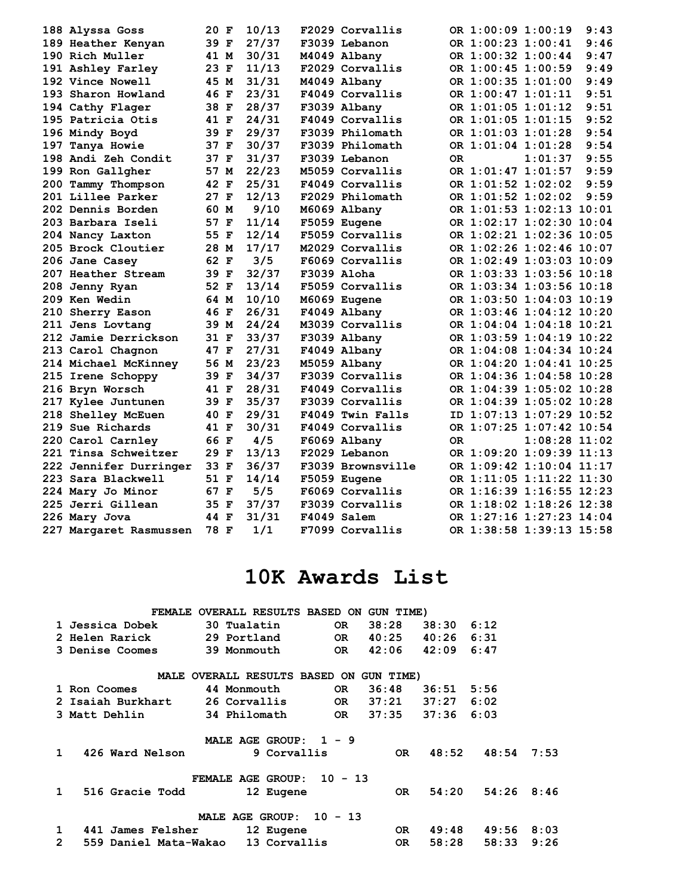| Place | Name | Age | Sex | Div Place | Division | City | State | Chip Time | Gun Time | Pace |
|---|---|---|---|---|---|---|---|---|---|---|
| 188 | Alyssa Goss | 20 | F | 10/13 | F2029 | Corvallis | OR | 1:00:09 | 1:00:19 | 9:43 |
| 189 | Heather Kenyan | 39 | F | 27/37 | F3039 | Lebanon | OR | 1:00:23 | 1:00:41 | 9:46 |
| 190 | Rich Muller | 41 | M | 30/31 | M4049 | Albany | OR | 1:00:32 | 1:00:44 | 9:47 |
| 191 | Ashley Farley | 23 | F | 11/13 | F2029 | Corvallis | OR | 1:00:45 | 1:00:59 | 9:49 |
| 192 | Vince Nowell | 45 | M | 31/31 | M4049 | Albany | OR | 1:00:35 | 1:01:00 | 9:49 |
| 193 | Sharon Howland | 46 | F | 23/31 | F4049 | Corvallis | OR | 1:00:47 | 1:01:11 | 9:51 |
| 194 | Cathy Flager | 38 | F | 28/37 | F3039 | Albany | OR | 1:01:05 | 1:01:12 | 9:51 |
| 195 | Patricia Otis | 41 | F | 24/31 | F4049 | Corvallis | OR | 1:01:05 | 1:01:15 | 9:52 |
| 196 | Mindy Boyd | 39 | F | 29/37 | F3039 | Philomath | OR | 1:01:03 | 1:01:28 | 9:54 |
| 197 | Tanya Howie | 37 | F | 30/37 | F3039 | Philomath | OR | 1:01:04 | 1:01:28 | 9:54 |
| 198 | Andi Zeh Condit | 37 | F | 31/37 | F3039 | Lebanon | OR | | 1:01:37 | 9:55 |
| 199 | Ron Gallgher | 57 | M | 22/23 | M5059 | Corvallis | OR | 1:01:47 | 1:01:57 | 9:59 |
| 200 | Tammy Thompson | 42 | F | 25/31 | F4049 | Corvallis | OR | 1:01:52 | 1:02:02 | 9:59 |
| 201 | Lillee Parker | 27 | F | 12/13 | F2029 | Philomath | OR | 1:01:52 | 1:02:02 | 9:59 |
| 202 | Dennis Borden | 60 | M | 9/10 | M6069 | Albany | OR | 1:01:53 | 1:02:13 | 10:01 |
| 203 | Barbara Iseli | 57 | F | 11/14 | F5059 | Eugene | OR | 1:02:17 | 1:02:30 | 10:04 |
| 204 | Nancy Laxton | 55 | F | 12/14 | F5059 | Corvallis | OR | 1:02:21 | 1:02:36 | 10:05 |
| 205 | Brock Cloutier | 28 | M | 17/17 | M2029 | Corvallis | OR | 1:02:26 | 1:02:46 | 10:07 |
| 206 | Jane Casey | 62 | F | 3/5 | F6069 | Corvallis | OR | 1:02:49 | 1:03:03 | 10:09 |
| 207 | Heather Stream | 39 | F | 32/37 | F3039 | Aloha | OR | 1:03:33 | 1:03:56 | 10:18 |
| 208 | Jenny Ryan | 52 | F | 13/14 | F5059 | Corvallis | OR | 1:03:34 | 1:03:56 | 10:18 |
| 209 | Ken Wedin | 64 | M | 10/10 | M6069 | Eugene | OR | 1:03:50 | 1:04:03 | 10:19 |
| 210 | Sherry Eason | 46 | F | 26/31 | F4049 | Albany | OR | 1:03:46 | 1:04:12 | 10:20 |
| 211 | Jens Lovtang | 39 | M | 24/24 | M3039 | Corvallis | OR | 1:04:04 | 1:04:18 | 10:21 |
| 212 | Jamie Derrickson | 31 | F | 33/37 | F3039 | Albany | OR | 1:03:59 | 1:04:19 | 10:22 |
| 213 | Carol Chagnon | 47 | F | 27/31 | F4049 | Albany | OR | 1:04:08 | 1:04:34 | 10:24 |
| 214 | Michael McKinney | 56 | M | 23/23 | M5059 | Albany | OR | 1:04:20 | 1:04:41 | 10:25 |
| 215 | Irene Schoppy | 39 | F | 34/37 | F3039 | Corvallis | OR | 1:04:36 | 1:04:58 | 10:28 |
| 216 | Bryn Worsch | 41 | F | 28/31 | F4049 | Corvallis | OR | 1:04:39 | 1:05:02 | 10:28 |
| 217 | Kylee Juntunen | 39 | F | 35/37 | F3039 | Corvallis | OR | 1:04:39 | 1:05:02 | 10:28 |
| 218 | Shelley McEuen | 40 | F | 29/31 | F4049 | Twin Falls | ID | 1:07:13 | 1:07:29 | 10:52 |
| 219 | Sue Richards | 41 | F | 30/31 | F4049 | Corvallis | OR | 1:07:25 | 1:07:42 | 10:54 |
| 220 | Carol Carnley | 66 | F | 4/5 | F6069 | Albany | OR | | 1:08:28 | 11:02 |
| 221 | Tinsa Schweitzer | 29 | F | 13/13 | F2029 | Lebanon | OR | 1:09:20 | 1:09:39 | 11:13 |
| 222 | Jennifer Durringer | 33 | F | 36/37 | F3039 | Brownsville | OR | 1:09:42 | 1:10:04 | 11:17 |
| 223 | Sara Blackwell | 51 | F | 14/14 | F5059 | Eugene | OR | 1:11:05 | 1:11:22 | 11:30 |
| 224 | Mary Jo Minor | 67 | F | 5/5 | F6069 | Corvallis | OR | 1:16:39 | 1:16:55 | 12:23 |
| 225 | Jerri Gillean | 35 | F | 37/37 | F3039 | Corvallis | OR | 1:18:02 | 1:18:26 | 12:38 |
| 226 | Mary Jova | 44 | F | 31/31 | F4049 | Salem | OR | 1:27:16 | 1:27:23 | 14:04 |
| 227 | Margaret Rasmussen | 78 | F | 1/1 | F7099 | Corvallis | OR | 1:38:58 | 1:39:13 | 15:58 |

# 10K Awards List

### FEMALE OVERALL RESULTS BASED ON GUN TIME)

| Place | Name | Age | City | State | Chip Time | Gun Time | Pace |
|---|---|---|---|---|---|---|---|
| 1 | Jessica Dobek | 30 | Tualatin | OR | 38:28 | 38:30 | 6:12 |
| 2 | Helen Rarick | 29 | Portland | OR | 40:25 | 40:26 | 6:31 |
| 3 | Denise Coomes | 39 | Monmouth | OR | 42:06 | 42:09 | 6:47 |

### MALE OVERALL RESULTS BASED ON GUN TIME)

| Place | Name | Age | City | State | Chip Time | Gun Time | Pace |
|---|---|---|---|---|---|---|---|
| 1 | Ron Coomes | 44 | Monmouth | OR | 36:48 | 36:51 | 5:56 |
| 2 | Isaiah Burkhart | 26 | Corvallis | OR | 37:21 | 37:27 | 6:02 |
| 3 | Matt Dehlin | 34 | Philomath | OR | 37:35 | 37:36 | 6:03 |

### MALE AGE GROUP: 1 - 9

| Place | Bib | Name | Age | City | State | Chip Time | Gun Time | Pace |
|---|---|---|---|---|---|---|---|---|
| 1 | 426 | Ward Nelson | 9 | Corvallis | OR | 48:52 | 48:54 | 7:53 |

### FEMALE AGE GROUP: 10 - 13

| Place | Bib | Name | Age | City | State | Chip Time | Gun Time | Pace |
|---|---|---|---|---|---|---|---|---|
| 1 | 516 | Gracie Todd | 12 | Eugene | OR | 54:20 | 54:26 | 8:46 |

### MALE AGE GROUP: 10 - 13

| Place | Bib | Name | Age | City | State | Chip Time | Gun Time | Pace |
|---|---|---|---|---|---|---|---|---|
| 1 | 441 | James Felsher | 12 | Eugene | OR | 49:48 | 49:56 | 8:03 |
| 2 | 559 | Daniel Mata-Wakao | 13 | Corvallis | OR | 58:28 | 58:33 | 9:26 |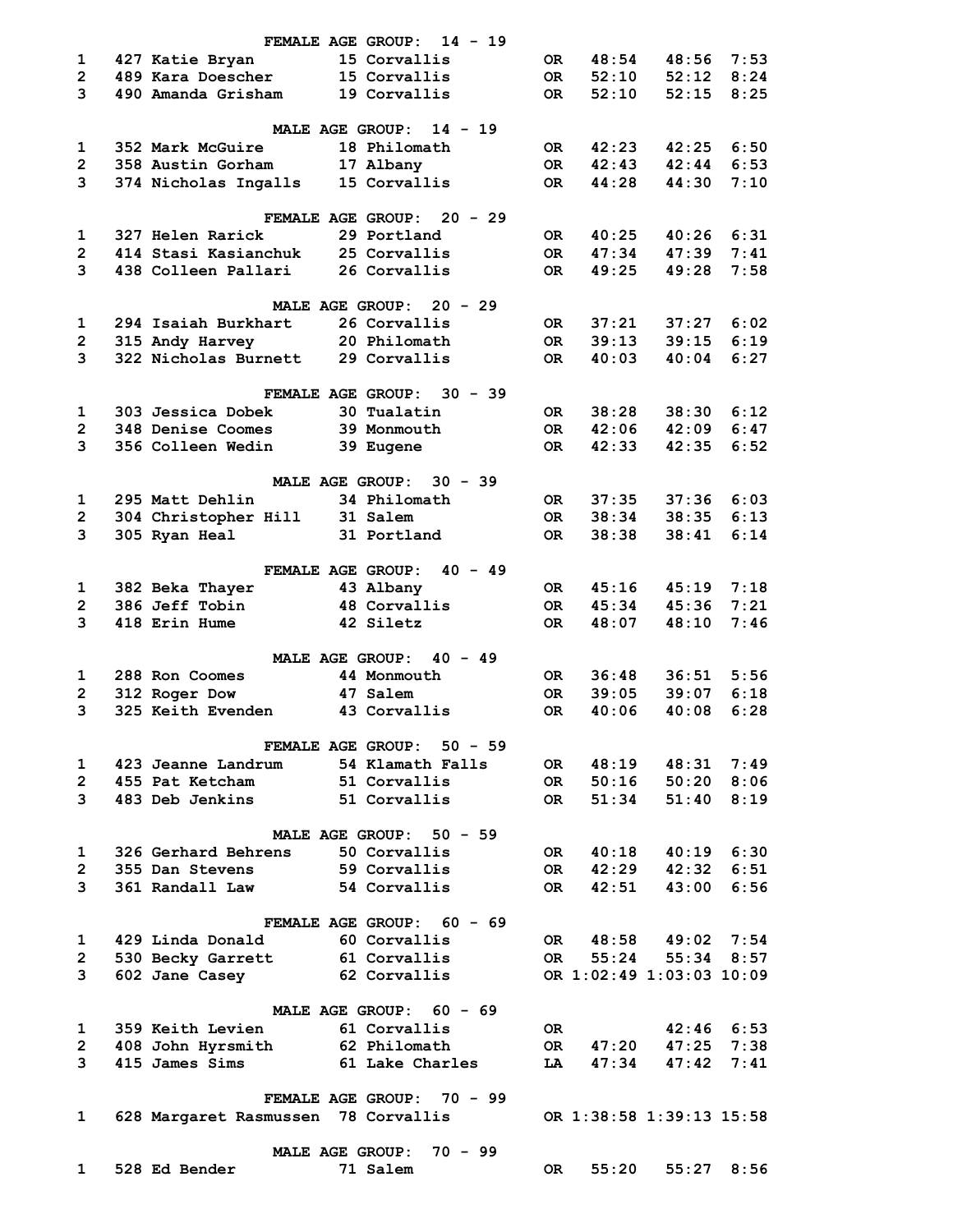**FEMALE AGE GROUP: 14 - 19**

| Place | Bib | Name | Age | City | State | Chip Time | Gun Time | Pace |
|---|---|---|---|---|---|---|---|---|
| 1 | 427 | Katie Bryan | 15 | Corvallis | OR | 48:54 | 48:56 | 7:53 |
| 2 | 489 | Kara Doescher | 15 | Corvallis | OR | 52:10 | 52:12 | 8:24 |
| 3 | 490 | Amanda Grisham | 19 | Corvallis | OR | 52:10 | 52:15 | 8:25 |

**MALE AGE GROUP: 14 - 19**

| Place | Bib | Name | Age | City | State | Chip Time | Gun Time | Pace |
|---|---|---|---|---|---|---|---|---|
| 1 | 352 | Mark McGuire | 18 | Philomath | OR | 42:23 | 42:25 | 6:50 |
| 2 | 358 | Austin Gorham | 17 | Albany | OR | 42:43 | 42:44 | 6:53 |
| 3 | 374 | Nicholas Ingalls | 15 | Corvallis | OR | 44:28 | 44:30 | 7:10 |

**FEMALE AGE GROUP: 20 - 29**

| Place | Bib | Name | Age | City | State | Chip Time | Gun Time | Pace |
|---|---|---|---|---|---|---|---|---|
| 1 | 327 | Helen Rarick | 29 | Portland | OR | 40:25 | 40:26 | 6:31 |
| 2 | 414 | Stasi Kasianchuk | 25 | Corvallis | OR | 47:34 | 47:39 | 7:41 |
| 3 | 438 | Colleen Pallari | 26 | Corvallis | OR | 49:25 | 49:28 | 7:58 |

**MALE AGE GROUP: 20 - 29**

| Place | Bib | Name | Age | City | State | Chip Time | Gun Time | Pace |
|---|---|---|---|---|---|---|---|---|
| 1 | 294 | Isaiah Burkhart | 26 | Corvallis | OR | 37:21 | 37:27 | 6:02 |
| 2 | 315 | Andy Harvey | 20 | Philomath | OR | 39:13 | 39:15 | 6:19 |
| 3 | 322 | Nicholas Burnett | 29 | Corvallis | OR | 40:03 | 40:04 | 6:27 |

**FEMALE AGE GROUP: 30 - 39**

| Place | Bib | Name | Age | City | State | Chip Time | Gun Time | Pace |
|---|---|---|---|---|---|---|---|---|
| 1 | 303 | Jessica Dobek | 30 | Tualatin | OR | 38:28 | 38:30 | 6:12 |
| 2 | 348 | Denise Coomes | 39 | Monmouth | OR | 42:06 | 42:09 | 6:47 |
| 3 | 356 | Colleen Wedin | 39 | Eugene | OR | 42:33 | 42:35 | 6:52 |

**MALE AGE GROUP: 30 - 39**

| Place | Bib | Name | Age | City | State | Chip Time | Gun Time | Pace |
|---|---|---|---|---|---|---|---|---|
| 1 | 295 | Matt Dehlin | 34 | Philomath | OR | 37:35 | 37:36 | 6:03 |
| 2 | 304 | Christopher Hill | 31 | Salem | OR | 38:34 | 38:35 | 6:13 |
| 3 | 305 | Ryan Heal | 31 | Portland | OR | 38:38 | 38:41 | 6:14 |

**FEMALE AGE GROUP: 40 - 49**

| Place | Bib | Name | Age | City | State | Chip Time | Gun Time | Pace |
|---|---|---|---|---|---|---|---|---|
| 1 | 382 | Beka Thayer | 43 | Albany | OR | 45:16 | 45:19 | 7:18 |
| 2 | 386 | Jeff Tobin | 48 | Corvallis | OR | 45:34 | 45:36 | 7:21 |
| 3 | 418 | Erin Hume | 42 | Siletz | OR | 48:07 | 48:10 | 7:46 |

**MALE AGE GROUP: 40 - 49**

| Place | Bib | Name | Age | City | State | Chip Time | Gun Time | Pace |
|---|---|---|---|---|---|---|---|---|
| 1 | 288 | Ron Coomes | 44 | Monmouth | OR | 36:48 | 36:51 | 5:56 |
| 2 | 312 | Roger Dow | 47 | Salem | OR | 39:05 | 39:07 | 6:18 |
| 3 | 325 | Keith Evenden | 43 | Corvallis | OR | 40:06 | 40:08 | 6:28 |

**FEMALE AGE GROUP: 50 - 59**

| Place | Bib | Name | Age | City | State | Chip Time | Gun Time | Pace |
|---|---|---|---|---|---|---|---|---|
| 1 | 423 | Jeanne Landrum | 54 | Klamath Falls | OR | 48:19 | 48:31 | 7:49 |
| 2 | 455 | Pat Ketcham | 51 | Corvallis | OR | 50:16 | 50:20 | 8:06 |
| 3 | 483 | Deb Jenkins | 51 | Corvallis | OR | 51:34 | 51:40 | 8:19 |

**MALE AGE GROUP: 50 - 59**

| Place | Bib | Name | Age | City | State | Chip Time | Gun Time | Pace |
|---|---|---|---|---|---|---|---|---|
| 1 | 326 | Gerhard Behrens | 50 | Corvallis | OR | 40:18 | 40:19 | 6:30 |
| 2 | 355 | Dan Stevens | 59 | Corvallis | OR | 42:29 | 42:32 | 6:51 |
| 3 | 361 | Randall Law | 54 | Corvallis | OR | 42:51 | 43:00 | 6:56 |

**FEMALE AGE GROUP: 60 - 69**

| Place | Bib | Name | Age | City | State | Chip Time | Gun Time | Pace |
|---|---|---|---|---|---|---|---|---|
| 1 | 429 | Linda Donald | 60 | Corvallis | OR | 48:58 | 49:02 | 7:54 |
| 2 | 530 | Becky Garrett | 61 | Corvallis | OR | 55:24 | 55:34 | 8:57 |
| 3 | 602 | Jane Casey | 62 | Corvallis | OR | 1:02:49 | 1:03:03 | 10:09 |

**MALE AGE GROUP: 60 - 69**

| Place | Bib | Name | Age | City | State | Chip Time | Gun Time | Pace |
|---|---|---|---|---|---|---|---|---|
| 1 | 359 | Keith Levien | 61 | Corvallis | OR | | 42:46 | 6:53 |
| 2 | 408 | John Hyrsmith | 62 | Philomath | OR | 47:20 | 47:25 | 7:38 |
| 3 | 415 | James Sims | 61 | Lake Charles | LA | 47:34 | 47:42 | 7:41 |

**FEMALE AGE GROUP: 70 - 99**

| Place | Bib | Name | Age | City | State | Chip Time | Gun Time | Pace |
|---|---|---|---|---|---|---|---|---|
| 1 | 628 | Margaret Rasmussen | 78 | Corvallis | OR | 1:38:58 | 1:39:13 | 15:58 |

**MALE AGE GROUP: 70 - 99**

| Place | Bib | Name | Age | City | State | Chip Time | Gun Time | Pace |
|---|---|---|---|---|---|---|---|---|
| 1 | 528 | Ed Bender | 71 | Salem | OR | 55:20 | 55:27 | 8:56 |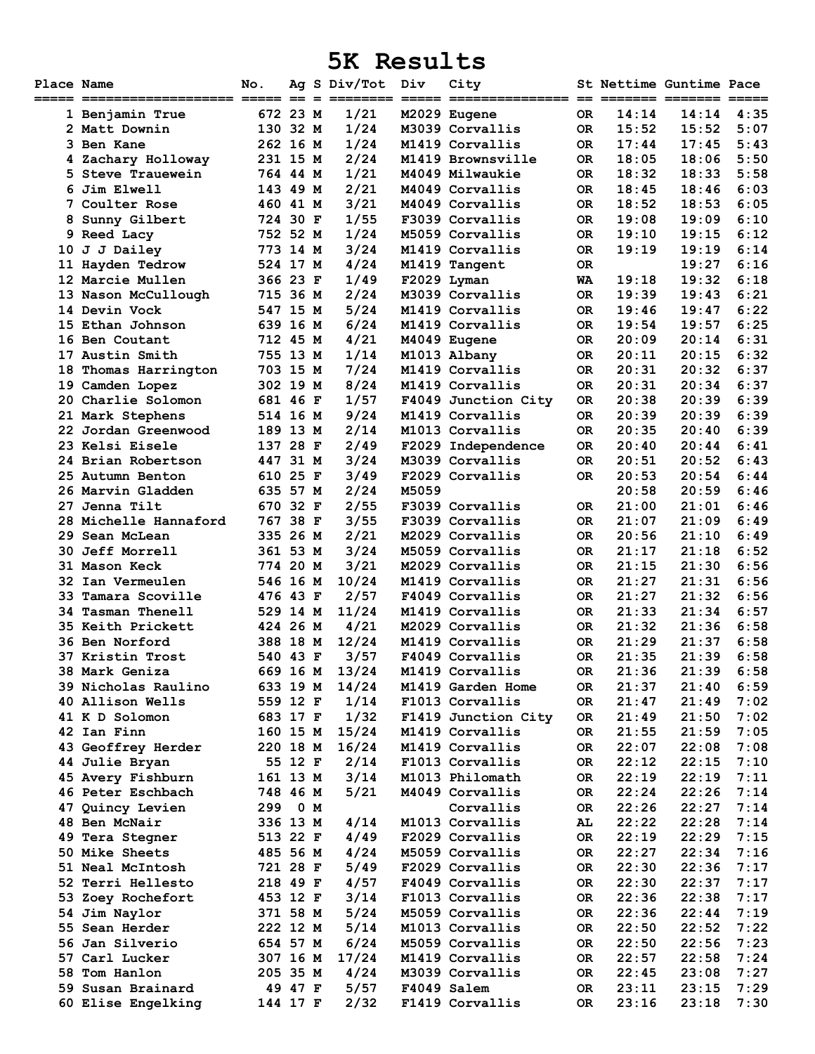# 5K Results

| Place | Name | No. | Ag | S | Div/Tot | Div | City | St | Nettime | Guntime | Pace |
|---|---|---|---|---|---|---|---|---|---|---|---|
| 1 | Benjamin True | 672 | 23 | M | 1/21 | M2029 | Eugene | OR | 14:14 | 14:14 | 4:35 |
| 2 | Matt Downin | 130 | 32 | M | 1/24 | M3039 | Corvallis | OR | 15:52 | 15:52 | 5:07 |
| 3 | Ben Kane | 262 | 16 | M | 1/24 | M1419 | Corvallis | OR | 17:44 | 17:45 | 5:43 |
| 4 | Zachary Holloway | 231 | 15 | M | 2/24 | M1419 | Brownsville | OR | 18:05 | 18:06 | 5:50 |
| 5 | Steve Trauewein | 764 | 44 | M | 1/21 | M4049 | Milwaukie | OR | 18:32 | 18:33 | 5:58 |
| 6 | Jim Elwell | 143 | 49 | M | 2/21 | M4049 | Corvallis | OR | 18:45 | 18:46 | 6:03 |
| 7 | Coulter Rose | 460 | 41 | M | 3/21 | M4049 | Corvallis | OR | 18:52 | 18:53 | 6:05 |
| 8 | Sunny Gilbert | 724 | 30 | F | 1/55 | F3039 | Corvallis | OR | 19:08 | 19:09 | 6:10 |
| 9 | Reed Lacy | 752 | 52 | M | 1/24 | M5059 | Corvallis | OR | 19:10 | 19:15 | 6:12 |
| 10 | J J Dailey | 773 | 14 | M | 3/24 | M1419 | Corvallis | OR | 19:19 | 19:19 | 6:14 |
| 11 | Hayden Tedrow | 524 | 17 | M | 4/24 | M1419 | Tangent | OR | | 19:27 | 6:16 |
| 12 | Marcie Mullen | 366 | 23 | F | 1/49 | F2029 | Lyman | WA | 19:18 | 19:32 | 6:18 |
| 13 | Nason McCullough | 715 | 36 | M | 2/24 | M3039 | Corvallis | OR | 19:39 | 19:43 | 6:21 |
| 14 | Devin Vock | 547 | 15 | M | 5/24 | M1419 | Corvallis | OR | 19:46 | 19:47 | 6:22 |
| 15 | Ethan Johnson | 639 | 16 | M | 6/24 | M1419 | Corvallis | OR | 19:54 | 19:57 | 6:25 |
| 16 | Ben Coutant | 712 | 45 | M | 4/21 | M4049 | Eugene | OR | 20:09 | 20:14 | 6:31 |
| 17 | Austin Smith | 755 | 13 | M | 1/14 | M1013 | Albany | OR | 20:11 | 20:15 | 6:32 |
| 18 | Thomas Harrington | 703 | 15 | M | 7/24 | M1419 | Corvallis | OR | 20:31 | 20:32 | 6:37 |
| 19 | Camden Lopez | 302 | 19 | M | 8/24 | M1419 | Corvallis | OR | 20:31 | 20:34 | 6:37 |
| 20 | Charlie Solomon | 681 | 46 | F | 1/57 | F4049 | Junction City | OR | 20:38 | 20:39 | 6:39 |
| 21 | Mark Stephens | 514 | 16 | M | 9/24 | M1419 | Corvallis | OR | 20:39 | 20:39 | 6:39 |
| 22 | Jordan Greenwood | 189 | 13 | M | 2/14 | M1013 | Corvallis | OR | 20:35 | 20:40 | 6:39 |
| 23 | Kelsi Eisele | 137 | 28 | F | 2/49 | F2029 | Independence | OR | 20:40 | 20:44 | 6:41 |
| 24 | Brian Robertson | 447 | 31 | M | 3/24 | M3039 | Corvallis | OR | 20:51 | 20:52 | 6:43 |
| 25 | Autumn Benton | 610 | 25 | F | 3/49 | F2029 | Corvallis | OR | 20:53 | 20:54 | 6:44 |
| 26 | Marvin Gladden | 635 | 57 | M | 2/24 | M5059 | | | 20:58 | 20:59 | 6:46 |
| 27 | Jenna Tilt | 670 | 32 | F | 2/55 | F3039 | Corvallis | OR | 21:00 | 21:01 | 6:46 |
| 28 | Michelle Hannaford | 767 | 38 | F | 3/55 | F3039 | Corvallis | OR | 21:07 | 21:09 | 6:49 |
| 29 | Sean McLean | 335 | 26 | M | 2/21 | M2029 | Corvallis | OR | 20:56 | 21:10 | 6:49 |
| 30 | Jeff Morrell | 361 | 53 | M | 3/24 | M5059 | Corvallis | OR | 21:17 | 21:18 | 6:52 |
| 31 | Mason Keck | 774 | 20 | M | 3/21 | M2029 | Corvallis | OR | 21:15 | 21:30 | 6:56 |
| 32 | Ian Vermeulen | 546 | 16 | M | 10/24 | M1419 | Corvallis | OR | 21:27 | 21:31 | 6:56 |
| 33 | Tamara Scoville | 476 | 43 | F | 2/57 | F4049 | Corvallis | OR | 21:27 | 21:32 | 6:56 |
| 34 | Tasman Thenell | 529 | 14 | M | 11/24 | M1419 | Corvallis | OR | 21:33 | 21:34 | 6:57 |
| 35 | Keith Prickett | 424 | 26 | M | 4/21 | M2029 | Corvallis | OR | 21:32 | 21:36 | 6:58 |
| 36 | Ben Norford | 388 | 18 | M | 12/24 | M1419 | Corvallis | OR | 21:29 | 21:37 | 6:58 |
| 37 | Kristin Trost | 540 | 43 | F | 3/57 | F4049 | Corvallis | OR | 21:35 | 21:39 | 6:58 |
| 38 | Mark Geniza | 669 | 16 | M | 13/24 | M1419 | Corvallis | OR | 21:36 | 21:39 | 6:58 |
| 39 | Nicholas Raulino | 633 | 19 | M | 14/24 | M1419 | Garden Home | OR | 21:37 | 21:40 | 6:59 |
| 40 | Allison Wells | 559 | 12 | F | 1/14 | F1013 | Corvallis | OR | 21:47 | 21:49 | 7:02 |
| 41 | K D Solomon | 683 | 17 | F | 1/32 | F1419 | Junction City | OR | 21:49 | 21:50 | 7:02 |
| 42 | Ian Finn | 160 | 15 | M | 15/24 | M1419 | Corvallis | OR | 21:55 | 21:59 | 7:05 |
| 43 | Geoffrey Herder | 220 | 18 | M | 16/24 | M1419 | Corvallis | OR | 22:07 | 22:08 | 7:08 |
| 44 | Julie Bryan | 55 | 12 | F | 2/14 | F1013 | Corvallis | OR | 22:12 | 22:15 | 7:10 |
| 45 | Avery Fishburn | 161 | 13 | M | 3/14 | M1013 | Philomath | OR | 22:19 | 22:19 | 7:11 |
| 46 | Peter Eschbach | 748 | 46 | M | 5/21 | M4049 | Corvallis | OR | 22:24 | 22:26 | 7:14 |
| 47 | Quincy Levien | 299 | 0 | M | | | Corvallis | OR | 22:26 | 22:27 | 7:14 |
| 48 | Ben McNair | 336 | 13 | M | 4/14 | M1013 | Corvallis | AL | 22:22 | 22:28 | 7:14 |
| 49 | Tera Stegner | 513 | 22 | F | 4/49 | F2029 | Corvallis | OR | 22:19 | 22:29 | 7:15 |
| 50 | Mike Sheets | 485 | 56 | M | 4/24 | M5059 | Corvallis | OR | 22:27 | 22:34 | 7:16 |
| 51 | Neal McIntosh | 721 | 28 | F | 5/49 | F2029 | Corvallis | OR | 22:30 | 22:36 | 7:17 |
| 52 | Terri Hellesto | 218 | 49 | F | 4/57 | F4049 | Corvallis | OR | 22:30 | 22:37 | 7:17 |
| 53 | Zoey Rochefort | 453 | 12 | F | 3/14 | F1013 | Corvallis | OR | 22:36 | 22:38 | 7:17 |
| 54 | Jim Naylor | 371 | 58 | M | 5/24 | M5059 | Corvallis | OR | 22:36 | 22:44 | 7:19 |
| 55 | Sean Herder | 222 | 12 | M | 5/14 | M1013 | Corvallis | OR | 22:50 | 22:52 | 7:22 |
| 56 | Jan Silverio | 654 | 57 | M | 6/24 | M5059 | Corvallis | OR | 22:50 | 22:56 | 7:23 |
| 57 | Carl Lucker | 307 | 16 | M | 17/24 | M1419 | Corvallis | OR | 22:57 | 22:58 | 7:24 |
| 58 | Tom Hanlon | 205 | 35 | M | 4/24 | M3039 | Corvallis | OR | 22:45 | 23:08 | 7:27 |
| 59 | Susan Brainard | 49 | 47 | F | 5/57 | F4049 | Salem | OR | 23:11 | 23:15 | 7:29 |
| 60 | Elise Engelking | 144 | 17 | F | 2/32 | F1419 | Corvallis | OR | 23:16 | 23:18 | 7:30 |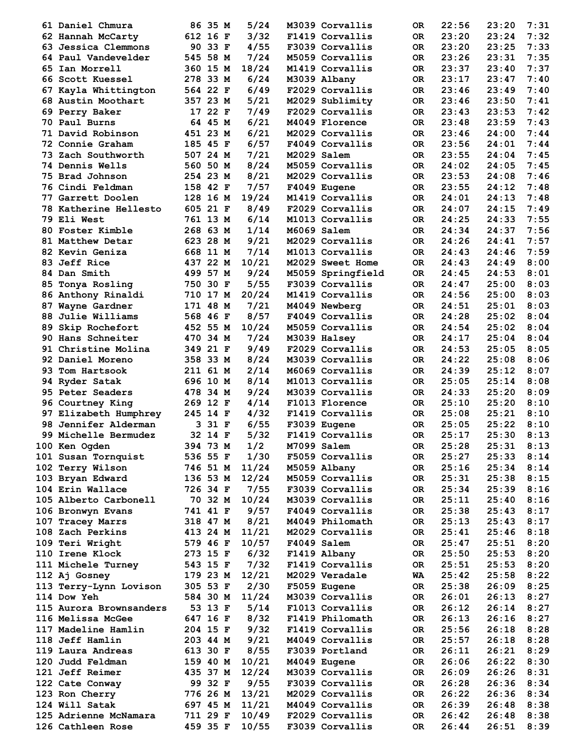| Place | Name | Bib | Age | Sex | Div Place | Division | City | State | Chip Time | Gun Time | Pace |
|---|---|---|---|---|---|---|---|---|---|---|---|
| 61 | Daniel Chmura | 86 | 35 | M | 5/24 | M3039 | Corvallis | OR | 22:56 | 23:20 | 7:31 |
| 62 | Hannah McCarty | 612 | 16 | F | 3/32 | F1419 | Corvallis | OR | 23:20 | 23:24 | 7:32 |
| 63 | Jessica Clemmons | 90 | 33 | F | 4/55 | F3039 | Corvallis | OR | 23:20 | 23:25 | 7:33 |
| 64 | Paul Vandevelder | 545 | 58 | M | 7/24 | M5059 | Corvallis | OR | 23:26 | 23:31 | 7:35 |
| 65 | Ian Morrell | 360 | 15 | M | 18/24 | M1419 | Corvallis | OR | 23:37 | 23:40 | 7:37 |
| 66 | Scott Kuessel | 278 | 33 | M | 6/24 | M3039 | Albany | OR | 23:17 | 23:47 | 7:40 |
| 67 | Kayla Whittington | 564 | 22 | F | 6/49 | F2029 | Corvallis | OR | 23:46 | 23:49 | 7:40 |
| 68 | Austin Moothart | 357 | 23 | M | 5/21 | M2029 | Sublimity | OR | 23:46 | 23:50 | 7:41 |
| 69 | Perry Baker | 17 | 22 | F | 7/49 | F2029 | Corvallis | OR | 23:43 | 23:53 | 7:42 |
| 70 | Paul Burns | 64 | 45 | M | 6/21 | M4049 | Florence | OR | 23:48 | 23:59 | 7:43 |
| 71 | David Robinson | 451 | 23 | M | 6/21 | M2029 | Corvallis | OR | 23:46 | 24:00 | 7:44 |
| 72 | Connie Graham | 185 | 45 | F | 6/57 | F4049 | Corvallis | OR | 23:56 | 24:01 | 7:44 |
| 73 | Zach Southworth | 507 | 24 | M | 7/21 | M2029 | Salem | OR | 23:55 | 24:04 | 7:45 |
| 74 | Dennis Wells | 560 | 50 | M | 8/24 | M5059 | Corvallis | OR | 24:02 | 24:05 | 7:45 |
| 75 | Brad Johnson | 254 | 23 | M | 8/21 | M2029 | Corvallis | OR | 23:53 | 24:08 | 7:46 |
| 76 | Cindi Feldman | 158 | 42 | F | 7/57 | F4049 | Eugene | OR | 23:55 | 24:12 | 7:48 |
| 77 | Garrett Doolen | 128 | 16 | M | 19/24 | M1419 | Corvallis | OR | 24:01 | 24:13 | 7:48 |
| 78 | Katherine Hellesto | 605 | 21 | F | 8/49 | F2029 | Corvallis | OR | 24:07 | 24:15 | 7:49 |
| 79 | Eli West | 761 | 13 | M | 6/14 | M1013 | Corvallis | OR | 24:25 | 24:33 | 7:55 |
| 80 | Foster Kimble | 268 | 63 | M | 1/14 | M6069 | Salem | OR | 24:34 | 24:37 | 7:56 |
| 81 | Matthew Detar | 623 | 28 | M | 9/21 | M2029 | Corvallis | OR | 24:26 | 24:41 | 7:57 |
| 82 | Kevin Geniza | 668 | 11 | M | 7/14 | M1013 | Corvallis | OR | 24:43 | 24:46 | 7:59 |
| 83 | Jeff Rice | 437 | 22 | M | 10/21 | M2029 | Sweet Home | OR | 24:43 | 24:49 | 8:00 |
| 84 | Dan Smith | 499 | 57 | M | 9/24 | M5059 | Springfield | OR | 24:45 | 24:53 | 8:01 |
| 85 | Tonya Rosling | 750 | 30 | F | 5/55 | F3039 | Corvallis | OR | 24:47 | 25:00 | 8:03 |
| 86 | Anthony Rinaldi | 710 | 17 | M | 20/24 | M1419 | Corvallis | OR | 24:56 | 25:00 | 8:03 |
| 87 | Wayne Gardner | 171 | 48 | M | 7/21 | M4049 | Newberg | OR | 24:51 | 25:01 | 8:03 |
| 88 | Julie Williams | 568 | 46 | F | 8/57 | F4049 | Corvallis | OR | 24:28 | 25:02 | 8:04 |
| 89 | Skip Rochefort | 452 | 55 | M | 10/24 | M5059 | Corvallis | OR | 24:54 | 25:02 | 8:04 |
| 90 | Hans Schneiter | 470 | 34 | M | 7/24 | M3039 | Halsey | OR | 24:17 | 25:04 | 8:04 |
| 91 | Christine Molina | 349 | 21 | F | 9/49 | F2029 | Corvallis | OR | 24:53 | 25:05 | 8:05 |
| 92 | Daniel Moreno | 358 | 33 | M | 8/24 | M3039 | Corvallis | OR | 24:22 | 25:08 | 8:06 |
| 93 | Tom Hartsook | 211 | 61 | M | 2/14 | M6069 | Corvallis | OR | 24:39 | 25:12 | 8:07 |
| 94 | Ryder Satak | 696 | 10 | M | 8/14 | M1013 | Corvallis | OR | 25:05 | 25:14 | 8:08 |
| 95 | Peter Seaders | 478 | 34 | M | 9/24 | M3039 | Corvallis | OR | 24:33 | 25:20 | 8:09 |
| 96 | Courtney King | 269 | 12 | F | 4/14 | F1013 | Florence | OR | 25:10 | 25:20 | 8:10 |
| 97 | Elizabeth Humphrey | 245 | 14 | F | 4/32 | F1419 | Corvallis | OR | 25:08 | 25:21 | 8:10 |
| 98 | Jennifer Alderman | 3 | 31 | F | 6/55 | F3039 | Eugene | OR | 25:05 | 25:22 | 8:10 |
| 99 | Michelle Bermudez | 32 | 14 | F | 5/32 | F1419 | Corvallis | OR | 25:17 | 25:30 | 8:13 |
| 100 | Ken Ogden | 394 | 73 | M | 1/2 | M7099 | Salem | OR | 25:28 | 25:31 | 8:13 |
| 101 | Susan Tornquist | 536 | 55 | F | 1/30 | F5059 | Corvallis | OR | 25:27 | 25:33 | 8:14 |
| 102 | Terry Wilson | 746 | 51 | M | 11/24 | M5059 | Albany | OR | 25:16 | 25:34 | 8:14 |
| 103 | Bryan Edward | 136 | 53 | M | 12/24 | M5059 | Corvallis | OR | 25:31 | 25:38 | 8:15 |
| 104 | Erin Wallace | 726 | 34 | F | 7/55 | F3039 | Corvallis | OR | 25:34 | 25:39 | 8:16 |
| 105 | Alberto Carbonell | 70 | 32 | M | 10/24 | M3039 | Corvallis | OR | 25:11 | 25:40 | 8:16 |
| 106 | Bronwyn Evans | 741 | 41 | F | 9/57 | F4049 | Corvallis | OR | 25:38 | 25:43 | 8:17 |
| 107 | Tracey Marrs | 318 | 47 | M | 8/21 | M4049 | Philomath | OR | 25:13 | 25:43 | 8:17 |
| 108 | Zach Perkins | 413 | 24 | M | 11/21 | M2029 | Corvallis | OR | 25:41 | 25:46 | 8:18 |
| 109 | Teri Wright | 579 | 46 | F | 10/57 | F4049 | Salem | OR | 25:47 | 25:51 | 8:20 |
| 110 | Irene Klock | 273 | 15 | F | 6/32 | F1419 | Albany | OR | 25:50 | 25:53 | 8:20 |
| 111 | Michele Turney | 543 | 15 | F | 7/32 | F1419 | Corvallis | OR | 25:51 | 25:53 | 8:20 |
| 112 | Aj Gosney | 179 | 23 | M | 12/21 | M2029 | Veradale | WA | 25:42 | 25:58 | 8:22 |
| 113 | Terry-Lynn Lovison | 305 | 53 | F | 2/30 | F5059 | Eugene | OR | 25:38 | 26:09 | 8:25 |
| 114 | Dow Yeh | 584 | 30 | M | 11/24 | M3039 | Corvallis | OR | 26:01 | 26:13 | 8:27 |
| 115 | Aurora Brownsanders | 53 | 13 | F | 5/14 | F1013 | Corvallis | OR | 26:12 | 26:14 | 8:27 |
| 116 | Melissa McGee | 647 | 16 | F | 8/32 | F1419 | Philomath | OR | 26:13 | 26:16 | 8:27 |
| 117 | Madeline Hamlin | 204 | 15 | F | 9/32 | F1419 | Corvallis | OR | 25:56 | 26:18 | 8:28 |
| 118 | Jeff Hamlin | 203 | 44 | M | 9/21 | M4049 | Corvallis | OR | 25:57 | 26:18 | 8:28 |
| 119 | Laura Andreas | 613 | 30 | F | 8/55 | F3039 | Portland | OR | 26:11 | 26:21 | 8:29 |
| 120 | Judd Feldman | 159 | 40 | M | 10/21 | M4049 | Eugene | OR | 26:06 | 26:22 | 8:30 |
| 121 | Jeff Reimer | 435 | 37 | M | 12/24 | M3039 | Corvallis | OR | 26:09 | 26:26 | 8:31 |
| 122 | Cate Conway | 99 | 32 | F | 9/55 | F3039 | Corvallis | OR | 26:28 | 26:36 | 8:34 |
| 123 | Ron Cherry | 776 | 26 | M | 13/21 | M2029 | Corvallis | OR | 26:22 | 26:36 | 8:34 |
| 124 | Will Satak | 697 | 45 | M | 11/21 | M4049 | Corvallis | OR | 26:39 | 26:48 | 8:38 |
| 125 | Adrienne McNamara | 711 | 29 | F | 10/49 | F2029 | Corvallis | OR | 26:42 | 26:48 | 8:38 |
| 126 | Cathleen Rose | 459 | 35 | F | 10/55 | F3039 | Corvallis | OR | 26:44 | 26:51 | 8:39 |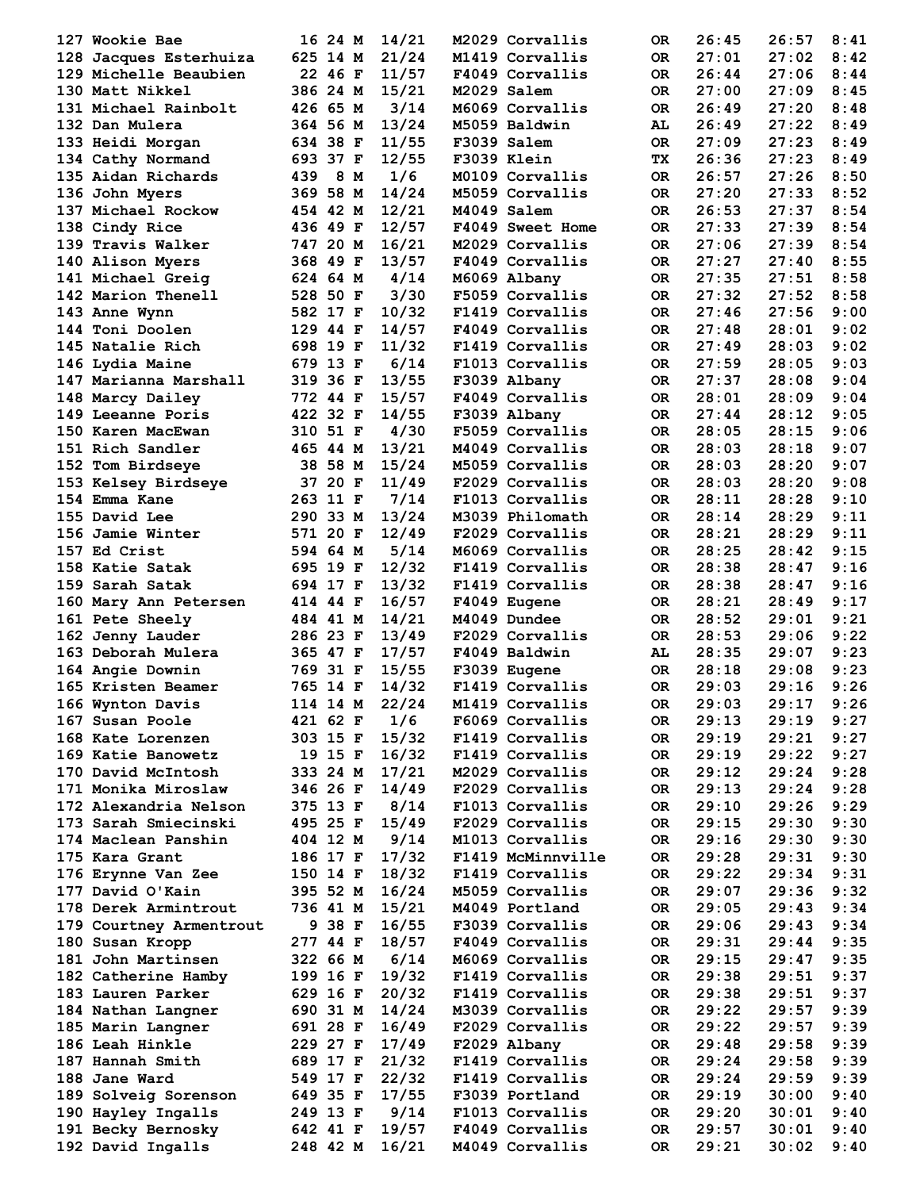| Place | Name | Bib | Age | Sex | Div Place | Division | City | State | Chip Time | Gun Time | Pace |
|---|---|---|---|---|---|---|---|---|---|---|---|
| 127 | Wookie Bae | 16 | 24 | M | 14/21 | M2029 | Corvallis | OR | 26:45 | 26:57 | 8:41 |
| 128 | Jacques Esterhuiza | 625 | 14 | M | 21/24 | M1419 | Corvallis | OR | 27:01 | 27:02 | 8:42 |
| 129 | Michelle Beaubien | 22 | 46 | F | 11/57 | F4049 | Corvallis | OR | 26:44 | 27:06 | 8:44 |
| 130 | Matt Nikkel | 386 | 24 | M | 15/21 | M2029 | Salem | OR | 27:00 | 27:09 | 8:45 |
| 131 | Michael Rainbolt | 426 | 65 | M | 3/14 | M6069 | Corvallis | OR | 26:49 | 27:20 | 8:48 |
| 132 | Dan Mulera | 364 | 56 | M | 13/24 | M5059 | Baldwin | AL | 26:49 | 27:22 | 8:49 |
| 133 | Heidi Morgan | 634 | 38 | F | 11/55 | F3039 | Salem | OR | 27:09 | 27:23 | 8:49 |
| 134 | Cathy Normand | 693 | 37 | F | 12/55 | F3039 | Klein | TX | 26:36 | 27:23 | 8:49 |
| 135 | Aidan Richards | 439 | 8 | M | 1/6 | M0109 | Corvallis | OR | 26:57 | 27:26 | 8:50 |
| 136 | John Myers | 369 | 58 | M | 14/24 | M5059 | Corvallis | OR | 27:20 | 27:33 | 8:52 |
| 137 | Michael Rockow | 454 | 42 | M | 12/21 | M4049 | Salem | OR | 26:53 | 27:37 | 8:54 |
| 138 | Cindy Rice | 436 | 49 | F | 12/57 | F4049 | Sweet Home | OR | 27:33 | 27:39 | 8:54 |
| 139 | Travis Walker | 747 | 20 | M | 16/21 | M2029 | Corvallis | OR | 27:06 | 27:39 | 8:54 |
| 140 | Alison Myers | 368 | 49 | F | 13/57 | F4049 | Corvallis | OR | 27:27 | 27:40 | 8:55 |
| 141 | Michael Greig | 624 | 64 | M | 4/14 | M6069 | Albany | OR | 27:35 | 27:51 | 8:58 |
| 142 | Marion Thenell | 528 | 50 | F | 3/30 | F5059 | Corvallis | OR | 27:32 | 27:52 | 8:58 |
| 143 | Anne Wynn | 582 | 17 | F | 10/32 | F1419 | Corvallis | OR | 27:46 | 27:56 | 9:00 |
| 144 | Toni Doolen | 129 | 44 | F | 14/57 | F4049 | Corvallis | OR | 27:48 | 28:01 | 9:02 |
| 145 | Natalie Rich | 698 | 19 | F | 11/32 | F1419 | Corvallis | OR | 27:49 | 28:03 | 9:02 |
| 146 | Lydia Maine | 679 | 13 | F | 6/14 | F1013 | Corvallis | OR | 27:59 | 28:05 | 9:03 |
| 147 | Marianna Marshall | 319 | 36 | F | 13/55 | F3039 | Albany | OR | 27:37 | 28:08 | 9:04 |
| 148 | Marcy Dailey | 772 | 44 | F | 15/57 | F4049 | Corvallis | OR | 28:01 | 28:09 | 9:04 |
| 149 | Leeanne Poris | 422 | 32 | F | 14/55 | F3039 | Albany | OR | 27:44 | 28:12 | 9:05 |
| 150 | Karen MacEwan | 310 | 51 | F | 4/30 | F5059 | Corvallis | OR | 28:05 | 28:15 | 9:06 |
| 151 | Rich Sandler | 465 | 44 | M | 13/21 | M4049 | Corvallis | OR | 28:03 | 28:18 | 9:07 |
| 152 | Tom Birdseye | 38 | 58 | M | 15/24 | M5059 | Corvallis | OR | 28:03 | 28:20 | 9:07 |
| 153 | Kelsey Birdseye | 37 | 20 | F | 11/49 | F2029 | Corvallis | OR | 28:03 | 28:20 | 9:08 |
| 154 | Emma Kane | 263 | 11 | F | 7/14 | F1013 | Corvallis | OR | 28:11 | 28:28 | 9:10 |
| 155 | David Lee | 290 | 33 | M | 13/24 | M3039 | Philomath | OR | 28:14 | 28:29 | 9:11 |
| 156 | Jamie Winter | 571 | 20 | F | 12/49 | F2029 | Corvallis | OR | 28:21 | 28:29 | 9:11 |
| 157 | Ed Crist | 594 | 64 | M | 5/14 | M6069 | Corvallis | OR | 28:25 | 28:42 | 9:15 |
| 158 | Katie Satak | 695 | 19 | F | 12/32 | F1419 | Corvallis | OR | 28:38 | 28:47 | 9:16 |
| 159 | Sarah Satak | 694 | 17 | F | 13/32 | F1419 | Corvallis | OR | 28:38 | 28:47 | 9:16 |
| 160 | Mary Ann Petersen | 414 | 44 | F | 16/57 | F4049 | Eugene | OR | 28:21 | 28:49 | 9:17 |
| 161 | Pete Sheely | 484 | 41 | M | 14/21 | M4049 | Dundee | OR | 28:52 | 29:01 | 9:21 |
| 162 | Jenny Lauder | 286 | 23 | F | 13/49 | F2029 | Corvallis | OR | 28:53 | 29:06 | 9:22 |
| 163 | Deborah Mulera | 365 | 47 | F | 17/57 | F4049 | Baldwin | AL | 28:35 | 29:07 | 9:23 |
| 164 | Angie Downin | 769 | 31 | F | 15/55 | F3039 | Eugene | OR | 28:18 | 29:08 | 9:23 |
| 165 | Kristen Beamer | 765 | 14 | F | 14/32 | F1419 | Corvallis | OR | 29:03 | 29:16 | 9:26 |
| 166 | Wynton Davis | 114 | 14 | M | 22/24 | M1419 | Corvallis | OR | 29:03 | 29:17 | 9:26 |
| 167 | Susan Poole | 421 | 62 | F | 1/6 | F6069 | Corvallis | OR | 29:13 | 29:19 | 9:27 |
| 168 | Kate Lorenzen | 303 | 15 | F | 15/32 | F1419 | Corvallis | OR | 29:19 | 29:21 | 9:27 |
| 169 | Katie Banowetz | 19 | 15 | F | 16/32 | F1419 | Corvallis | OR | 29:19 | 29:22 | 9:27 |
| 170 | David McIntosh | 333 | 24 | M | 17/21 | M2029 | Corvallis | OR | 29:12 | 29:24 | 9:28 |
| 171 | Monika Miroslaw | 346 | 26 | F | 14/49 | F2029 | Corvallis | OR | 29:13 | 29:24 | 9:28 |
| 172 | Alexandria Nelson | 375 | 13 | F | 8/14 | F1013 | Corvallis | OR | 29:10 | 29:26 | 9:29 |
| 173 | Sarah Smiecinski | 495 | 25 | F | 15/49 | F2029 | Corvallis | OR | 29:15 | 29:30 | 9:30 |
| 174 | Maclean Panshin | 404 | 12 | M | 9/14 | M1013 | Corvallis | OR | 29:16 | 29:30 | 9:30 |
| 175 | Kara Grant | 186 | 17 | F | 17/32 | F1419 | McMinnville | OR | 29:28 | 29:31 | 9:30 |
| 176 | Erynne Van Zee | 150 | 14 | F | 18/32 | F1419 | Corvallis | OR | 29:22 | 29:34 | 9:31 |
| 177 | David O'Kain | 395 | 52 | M | 16/24 | M5059 | Corvallis | OR | 29:07 | 29:36 | 9:32 |
| 178 | Derek Armintrout | 736 | 41 | M | 15/21 | M4049 | Portland | OR | 29:05 | 29:43 | 9:34 |
| 179 | Courtney Armentrout | 9 | 38 | F | 16/55 | F3039 | Corvallis | OR | 29:06 | 29:43 | 9:34 |
| 180 | Susan Kropp | 277 | 44 | F | 18/57 | F4049 | Corvallis | OR | 29:31 | 29:44 | 9:35 |
| 181 | John Martinsen | 322 | 66 | M | 6/14 | M6069 | Corvallis | OR | 29:15 | 29:47 | 9:35 |
| 182 | Catherine Hamby | 199 | 16 | F | 19/32 | F1419 | Corvallis | OR | 29:38 | 29:51 | 9:37 |
| 183 | Lauren Parker | 629 | 16 | F | 20/32 | F1419 | Corvallis | OR | 29:38 | 29:51 | 9:37 |
| 184 | Nathan Langner | 690 | 31 | M | 14/24 | M3039 | Corvallis | OR | 29:22 | 29:57 | 9:39 |
| 185 | Marin Langner | 691 | 28 | F | 16/49 | F2029 | Corvallis | OR | 29:22 | 29:57 | 9:39 |
| 186 | Leah Hinkle | 229 | 27 | F | 17/49 | F2029 | Albany | OR | 29:48 | 29:58 | 9:39 |
| 187 | Hannah Smith | 689 | 17 | F | 21/32 | F1419 | Corvallis | OR | 29:24 | 29:58 | 9:39 |
| 188 | Jane Ward | 549 | 17 | F | 22/32 | F1419 | Corvallis | OR | 29:24 | 29:59 | 9:39 |
| 189 | Solveig Sorenson | 649 | 35 | F | 17/55 | F3039 | Portland | OR | 29:19 | 30:00 | 9:40 |
| 190 | Hayley Ingalls | 249 | 13 | F | 9/14 | F1013 | Corvallis | OR | 29:20 | 30:01 | 9:40 |
| 191 | Becky Bernosky | 642 | 41 | F | 19/57 | F4049 | Corvallis | OR | 29:57 | 30:01 | 9:40 |
| 192 | David Ingalls | 248 | 42 | M | 16/21 | M4049 | Corvallis | OR | 29:21 | 30:02 | 9:40 |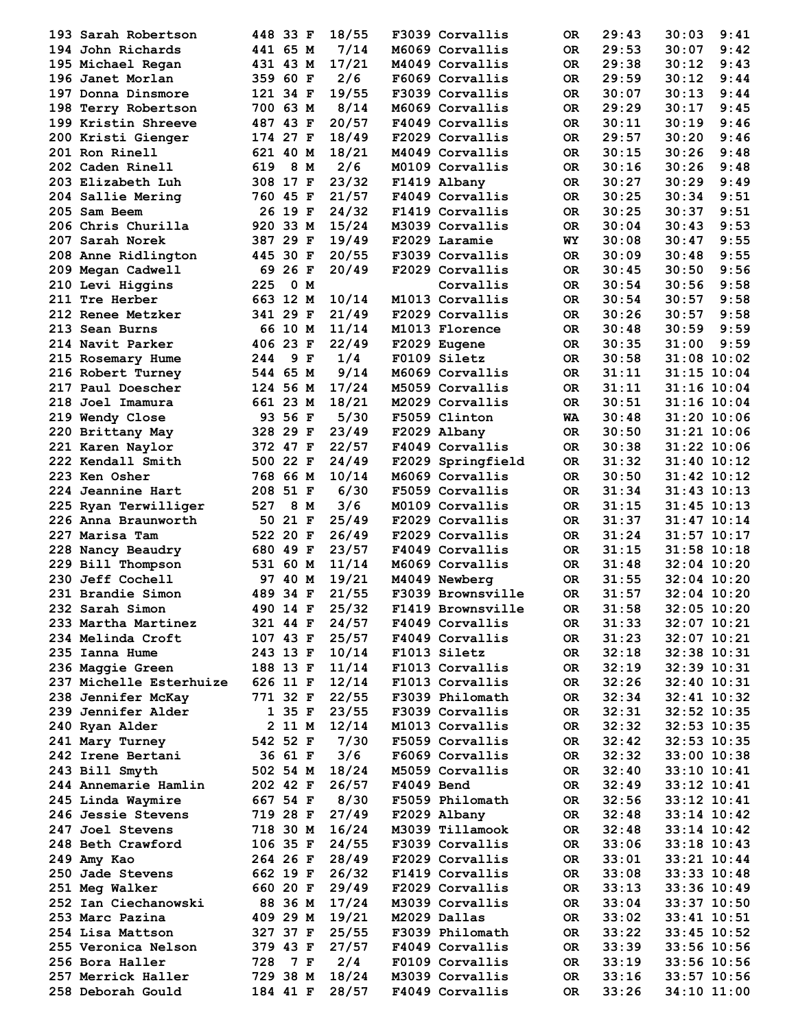| Place | Name | Bib | Age | Sex | Div Place | Div | City | State | Chip Time | Gun Time | Pace |
|---|---|---|---|---|---|---|---|---|---|---|---|
| 193 | Sarah Robertson | 448 | 33 | F | 18/55 | F3039 | Corvallis | OR | 29:43 | 30:03 | 9:41 |
| 194 | John Richards | 441 | 65 | M | 7/14 | M6069 | Corvallis | OR | 29:53 | 30:07 | 9:42 |
| 195 | Michael Regan | 431 | 43 | M | 17/21 | M4049 | Corvallis | OR | 29:38 | 30:12 | 9:43 |
| 196 | Janet Morlan | 359 | 60 | F | 2/6 | F6069 | Corvallis | OR | 29:59 | 30:12 | 9:44 |
| 197 | Donna Dinsmore | 121 | 34 | F | 19/55 | F3039 | Corvallis | OR | 30:07 | 30:13 | 9:44 |
| 198 | Terry Robertson | 700 | 63 | M | 8/14 | M6069 | Corvallis | OR | 29:29 | 30:17 | 9:45 |
| 199 | Kristin Shreeve | 487 | 43 | F | 20/57 | F4049 | Corvallis | OR | 30:11 | 30:19 | 9:46 |
| 200 | Kristi Gienger | 174 | 27 | F | 18/49 | F2029 | Corvallis | OR | 29:57 | 30:20 | 9:46 |
| 201 | Ron Rinell | 621 | 40 | M | 18/21 | M4049 | Corvallis | OR | 30:15 | 30:26 | 9:48 |
| 202 | Caden Rinell | 619 | 8 | M | 2/6 | M0109 | Corvallis | OR | 30:16 | 30:26 | 9:48 |
| 203 | Elizabeth Luh | 308 | 17 | F | 23/32 | F1419 | Albany | OR | 30:27 | 30:29 | 9:49 |
| 204 | Sallie Mering | 760 | 45 | F | 21/57 | F4049 | Corvallis | OR | 30:25 | 30:34 | 9:51 |
| 205 | Sam Beem | 26 | 19 | F | 24/32 | F1419 | Corvallis | OR | 30:25 | 30:37 | 9:51 |
| 206 | Chris Churilla | 920 | 33 | M | 15/24 | M3039 | Corvallis | OR | 30:04 | 30:43 | 9:53 |
| 207 | Sarah Norek | 387 | 29 | F | 19/49 | F2029 | Laramie | WY | 30:08 | 30:47 | 9:55 |
| 208 | Anne Ridlington | 445 | 30 | F | 20/55 | F3039 | Corvallis | OR | 30:09 | 30:48 | 9:55 |
| 209 | Megan Cadwell | 69 | 26 | F | 20/49 | F2029 | Corvallis | OR | 30:45 | 30:50 | 9:56 |
| 210 | Levi Higgins | 225 | 0 | M | | | Corvallis | OR | 30:54 | 30:56 | 9:58 |
| 211 | Tre Herber | 663 | 12 | M | 10/14 | M1013 | Corvallis | OR | 30:54 | 30:57 | 9:58 |
| 212 | Renee Metzker | 341 | 29 | F | 21/49 | F2029 | Corvallis | OR | 30:26 | 30:57 | 9:58 |
| 213 | Sean Burns | 66 | 10 | M | 11/14 | M1013 | Florence | OR | 30:48 | 30:59 | 9:59 |
| 214 | Navit Parker | 406 | 23 | F | 22/49 | F2029 | Eugene | OR | 30:35 | 31:00 | 9:59 |
| 215 | Rosemary Hume | 244 | 9 | F | 1/4 | F0109 | Siletz | OR | 30:58 | 31:08 | 10:02 |
| 216 | Robert Turney | 544 | 65 | M | 9/14 | M6069 | Corvallis | OR | 31:11 | 31:15 | 10:04 |
| 217 | Paul Doescher | 124 | 56 | M | 17/24 | M5059 | Corvallis | OR | 31:11 | 31:16 | 10:04 |
| 218 | Joel Imamura | 661 | 23 | M | 18/21 | M2029 | Corvallis | OR | 30:51 | 31:16 | 10:04 |
| 219 | Wendy Close | 93 | 56 | F | 5/30 | F5059 | Clinton | WA | 30:48 | 31:20 | 10:06 |
| 220 | Brittany May | 328 | 29 | F | 23/49 | F2029 | Albany | OR | 30:50 | 31:21 | 10:06 |
| 221 | Karen Naylor | 372 | 47 | F | 22/57 | F4049 | Corvallis | OR | 30:38 | 31:22 | 10:06 |
| 222 | Kendall Smith | 500 | 22 | F | 24/49 | F2029 | Springfield | OR | 31:32 | 31:40 | 10:12 |
| 223 | Ken Osher | 768 | 66 | M | 10/14 | M6069 | Corvallis | OR | 30:50 | 31:42 | 10:12 |
| 224 | Jeannine Hart | 208 | 51 | F | 6/30 | F5059 | Corvallis | OR | 31:34 | 31:43 | 10:13 |
| 225 | Ryan Terwilliger | 527 | 8 | M | 3/6 | M0109 | Corvallis | OR | 31:15 | 31:45 | 10:13 |
| 226 | Anna Braunworth | 50 | 21 | F | 25/49 | F2029 | Corvallis | OR | 31:37 | 31:47 | 10:14 |
| 227 | Marisa Tam | 522 | 20 | F | 26/49 | F2029 | Corvallis | OR | 31:24 | 31:57 | 10:17 |
| 228 | Nancy Beaudry | 680 | 49 | F | 23/57 | F4049 | Corvallis | OR | 31:15 | 31:58 | 10:18 |
| 229 | Bill Thompson | 531 | 60 | M | 11/14 | M6069 | Corvallis | OR | 31:48 | 32:04 | 10:20 |
| 230 | Jeff Cochell | 97 | 40 | M | 19/21 | M4049 | Newberg | OR | 31:55 | 32:04 | 10:20 |
| 231 | Brandie Simon | 489 | 34 | F | 21/55 | F3039 | Brownsville | OR | 31:57 | 32:04 | 10:20 |
| 232 | Sarah Simon | 490 | 14 | F | 25/32 | F1419 | Brownsville | OR | 31:58 | 32:05 | 10:20 |
| 233 | Martha Martinez | 321 | 44 | F | 24/57 | F4049 | Corvallis | OR | 31:33 | 32:07 | 10:21 |
| 234 | Melinda Croft | 107 | 43 | F | 25/57 | F4049 | Corvallis | OR | 31:23 | 32:07 | 10:21 |
| 235 | Ianna Hume | 243 | 13 | F | 10/14 | F1013 | Siletz | OR | 32:18 | 32:38 | 10:31 |
| 236 | Maggie Green | 188 | 13 | F | 11/14 | F1013 | Corvallis | OR | 32:19 | 32:39 | 10:31 |
| 237 | Michelle Esterhuize | 626 | 11 | F | 12/14 | F1013 | Corvallis | OR | 32:26 | 32:40 | 10:31 |
| 238 | Jennifer McKay | 771 | 32 | F | 22/55 | F3039 | Philomath | OR | 32:34 | 32:41 | 10:32 |
| 239 | Jennifer Alder | 1 | 35 | F | 23/55 | F3039 | Corvallis | OR | 32:31 | 32:52 | 10:35 |
| 240 | Ryan Alder | 2 | 11 | M | 12/14 | M1013 | Corvallis | OR | 32:32 | 32:53 | 10:35 |
| 241 | Mary Turney | 542 | 52 | F | 7/30 | F5059 | Corvallis | OR | 32:42 | 32:53 | 10:35 |
| 242 | Irene Bertani | 36 | 61 | F | 3/6 | F6069 | Corvallis | OR | 32:32 | 33:00 | 10:38 |
| 243 | Bill Smyth | 502 | 54 | M | 18/24 | M5059 | Corvallis | OR | 32:40 | 33:10 | 10:41 |
| 244 | Annemarie Hamlin | 202 | 42 | F | 26/57 | F4049 | Bend | OR | 32:49 | 33:12 | 10:41 |
| 245 | Linda Waymire | 667 | 54 | F | 8/30 | F5059 | Philomath | OR | 32:56 | 33:12 | 10:41 |
| 246 | Jessie Stevens | 719 | 28 | F | 27/49 | F2029 | Albany | OR | 32:48 | 33:14 | 10:42 |
| 247 | Joel Stevens | 718 | 30 | M | 16/24 | M3039 | Tillamook | OR | 32:48 | 33:14 | 10:42 |
| 248 | Beth Crawford | 106 | 35 | F | 24/55 | F3039 | Corvallis | OR | 33:06 | 33:18 | 10:43 |
| 249 | Amy Kao | 264 | 26 | F | 28/49 | F2029 | Corvallis | OR | 33:01 | 33:21 | 10:44 |
| 250 | Jade Stevens | 662 | 19 | F | 26/32 | F1419 | Corvallis | OR | 33:08 | 33:33 | 10:48 |
| 251 | Meg Walker | 660 | 20 | F | 29/49 | F2029 | Corvallis | OR | 33:13 | 33:36 | 10:49 |
| 252 | Ian Ciechanowski | 88 | 36 | M | 17/24 | M3039 | Corvallis | OR | 33:04 | 33:37 | 10:50 |
| 253 | Marc Pazina | 409 | 29 | M | 19/21 | M2029 | Dallas | OR | 33:02 | 33:41 | 10:51 |
| 254 | Lisa Mattson | 327 | 37 | F | 25/55 | F3039 | Philomath | OR | 33:22 | 33:45 | 10:52 |
| 255 | Veronica Nelson | 379 | 43 | F | 27/57 | F4049 | Corvallis | OR | 33:39 | 33:56 | 10:56 |
| 256 | Bora Haller | 728 | 7 | F | 2/4 | F0109 | Corvallis | OR | 33:19 | 33:56 | 10:56 |
| 257 | Merrick Haller | 729 | 38 | M | 18/24 | M3039 | Corvallis | OR | 33:16 | 33:57 | 10:56 |
| 258 | Deborah Gould | 184 | 41 | F | 28/57 | F4049 | Corvallis | OR | 33:26 | 34:10 | 11:00 |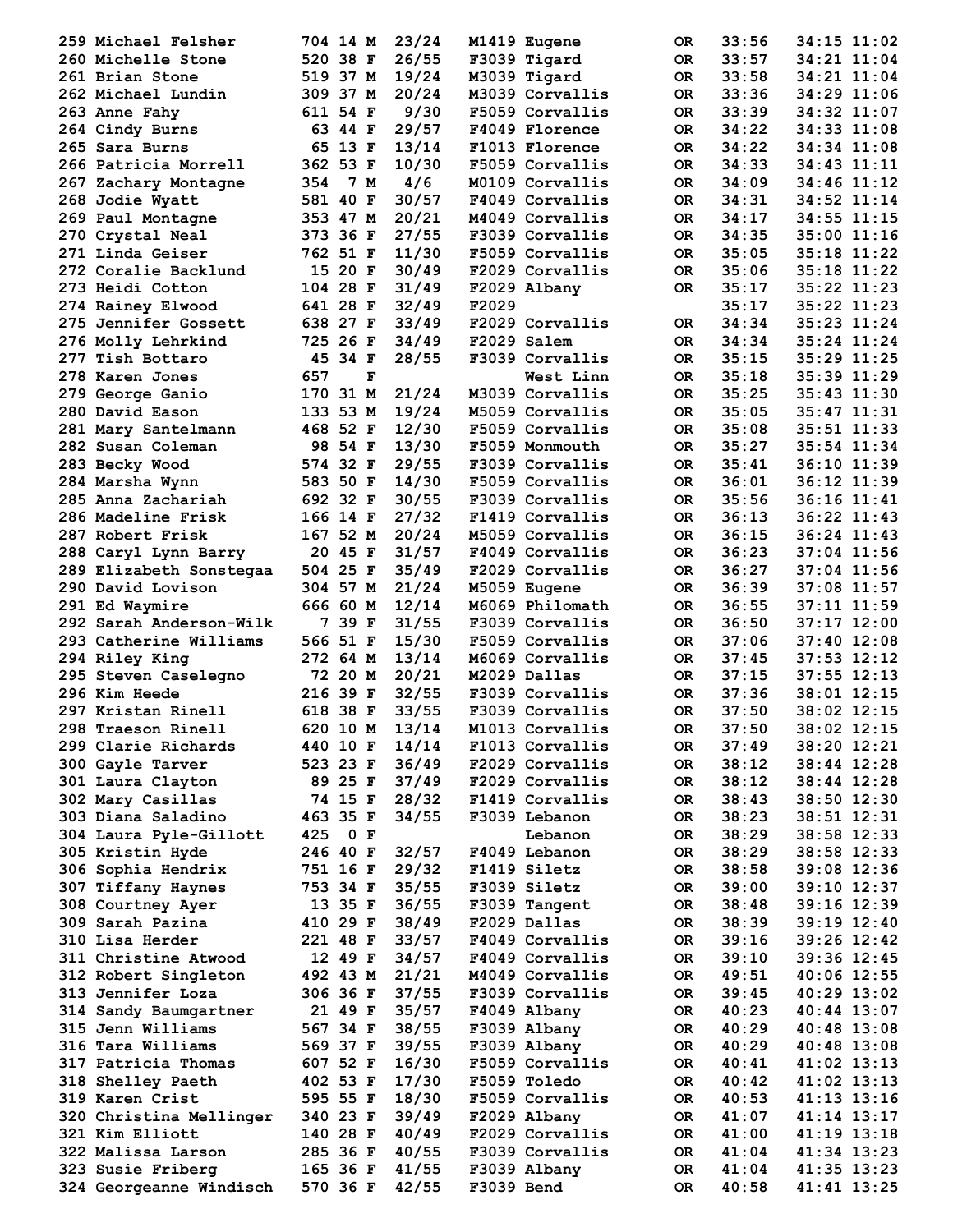| Place | Name | Bib | Age | Sex | Div Place | Division | City | State | Chip Time | Gun Time | Pace |
|---|---|---|---|---|---|---|---|---|---|---|---|
| 259 | Michael Felsher | 704 | 14 | M | 23/24 | M1419 | Eugene | OR | 33:56 | 34:15 | 11:02 |
| 260 | Michelle Stone | 520 | 38 | F | 26/55 | F3039 | Tigard | OR | 33:57 | 34:21 | 11:04 |
| 261 | Brian Stone | 519 | 37 | M | 19/24 | M3039 | Tigard | OR | 33:58 | 34:21 | 11:04 |
| 262 | Michael Lundin | 309 | 37 | M | 20/24 | M3039 | Corvallis | OR | 33:36 | 34:29 | 11:06 |
| 263 | Anne Fahy | 611 | 54 | F | 9/30 | F5059 | Corvallis | OR | 33:39 | 34:32 | 11:07 |
| 264 | Cindy Burns | 63 | 44 | F | 29/57 | F4049 | Florence | OR | 34:22 | 34:33 | 11:08 |
| 265 | Sara Burns | 65 | 13 | F | 13/14 | F1013 | Florence | OR | 34:22 | 34:34 | 11:08 |
| 266 | Patricia Morrell | 362 | 53 | F | 10/30 | F5059 | Corvallis | OR | 34:33 | 34:43 | 11:11 |
| 267 | Zachary Montagne | 354 | 7 | M | 4/6 | M0109 | Corvallis | OR | 34:09 | 34:46 | 11:12 |
| 268 | Jodie Wyatt | 581 | 40 | F | 30/57 | F4049 | Corvallis | OR | 34:31 | 34:52 | 11:14 |
| 269 | Paul Montagne | 353 | 47 | M | 20/21 | M4049 | Corvallis | OR | 34:17 | 34:55 | 11:15 |
| 270 | Crystal Neal | 373 | 36 | F | 27/55 | F3039 | Corvallis | OR | 34:35 | 35:00 | 11:16 |
| 271 | Linda Geiser | 762 | 51 | F | 11/30 | F5059 | Corvallis | OR | 35:05 | 35:18 | 11:22 |
| 272 | Coralie Backlund | 15 | 20 | F | 30/49 | F2029 | Corvallis | OR | 35:06 | 35:18 | 11:22 |
| 273 | Heidi Cotton | 104 | 28 | F | 31/49 | F2029 | Albany | OR | 35:17 | 35:22 | 11:23 |
| 274 | Rainey Elwood | 641 | 28 | F | 32/49 | F2029 | | | 35:17 | 35:22 | 11:23 |
| 275 | Jennifer Gossett | 638 | 27 | F | 33/49 | F2029 | Corvallis | OR | 34:34 | 35:23 | 11:24 |
| 276 | Molly Lehrkind | 725 | 26 | F | 34/49 | F2029 | Salem | OR | 34:34 | 35:24 | 11:24 |
| 277 | Tish Bottaro | 45 | 34 | F | 28/55 | F3039 | Corvallis | OR | 35:15 | 35:29 | 11:25 |
| 278 | Karen Jones | 657 | | F | | | West Linn | OR | 35:18 | 35:39 | 11:29 |
| 279 | George Ganio | 170 | 31 | M | 21/24 | M3039 | Corvallis | OR | 35:25 | 35:43 | 11:30 |
| 280 | David Eason | 133 | 53 | M | 19/24 | M5059 | Corvallis | OR | 35:05 | 35:47 | 11:31 |
| 281 | Mary Santelmann | 468 | 52 | F | 12/30 | F5059 | Corvallis | OR | 35:08 | 35:51 | 11:33 |
| 282 | Susan Coleman | 98 | 54 | F | 13/30 | F5059 | Monmouth | OR | 35:27 | 35:54 | 11:34 |
| 283 | Becky Wood | 574 | 32 | F | 29/55 | F3039 | Corvallis | OR | 35:41 | 36:10 | 11:39 |
| 284 | Marsha Wynn | 583 | 50 | F | 14/30 | F5059 | Corvallis | OR | 36:01 | 36:12 | 11:39 |
| 285 | Anna Zachariah | 692 | 32 | F | 30/55 | F3039 | Corvallis | OR | 35:56 | 36:16 | 11:41 |
| 286 | Madeline Frisk | 166 | 14 | F | 27/32 | F1419 | Corvallis | OR | 36:13 | 36:22 | 11:43 |
| 287 | Robert Frisk | 167 | 52 | M | 20/24 | M5059 | Corvallis | OR | 36:15 | 36:24 | 11:43 |
| 288 | Caryl Lynn Barry | 20 | 45 | F | 31/57 | F4049 | Corvallis | OR | 36:23 | 37:04 | 11:56 |
| 289 | Elizabeth Sonstegaa | 504 | 25 | F | 35/49 | F2029 | Corvallis | OR | 36:27 | 37:04 | 11:56 |
| 290 | David Lovison | 304 | 57 | M | 21/24 | M5059 | Eugene | OR | 36:39 | 37:08 | 11:57 |
| 291 | Ed Waymire | 666 | 60 | M | 12/14 | M6069 | Philomath | OR | 36:55 | 37:11 | 11:59 |
| 292 | Sarah Anderson-Wilk | 7 | 39 | F | 31/55 | F3039 | Corvallis | OR | 36:50 | 37:17 | 12:00 |
| 293 | Catherine Williams | 566 | 51 | F | 15/30 | F5059 | Corvallis | OR | 37:06 | 37:40 | 12:08 |
| 294 | Riley King | 272 | 64 | M | 13/14 | M6069 | Corvallis | OR | 37:45 | 37:53 | 12:12 |
| 295 | Steven Caselegno | 72 | 20 | M | 20/21 | M2029 | Dallas | OR | 37:15 | 37:55 | 12:13 |
| 296 | Kim Heede | 216 | 39 | F | 32/55 | F3039 | Corvallis | OR | 37:36 | 38:01 | 12:15 |
| 297 | Kristan Rinell | 618 | 38 | F | 33/55 | F3039 | Corvallis | OR | 37:50 | 38:02 | 12:15 |
| 298 | Traeson Rinell | 620 | 10 | M | 13/14 | M1013 | Corvallis | OR | 37:50 | 38:02 | 12:15 |
| 299 | Clarie Richards | 440 | 10 | F | 14/14 | F1013 | Corvallis | OR | 37:49 | 38:20 | 12:21 |
| 300 | Gayle Tarver | 523 | 23 | F | 36/49 | F2029 | Corvallis | OR | 38:12 | 38:44 | 12:28 |
| 301 | Laura Clayton | 89 | 25 | F | 37/49 | F2029 | Corvallis | OR | 38:12 | 38:44 | 12:28 |
| 302 | Mary Casillas | 74 | 15 | F | 28/32 | F1419 | Corvallis | OR | 38:43 | 38:50 | 12:30 |
| 303 | Diana Saladino | 463 | 35 | F | 34/55 | F3039 | Lebanon | OR | 38:23 | 38:51 | 12:31 |
| 304 | Laura Pyle-Gillott | 425 | 0 | F | | | Lebanon | OR | 38:29 | 38:58 | 12:33 |
| 305 | Kristin Hyde | 246 | 40 | F | 32/57 | F4049 | Lebanon | OR | 38:29 | 38:58 | 12:33 |
| 306 | Sophia Hendrix | 751 | 16 | F | 29/32 | F1419 | Siletz | OR | 38:58 | 39:08 | 12:36 |
| 307 | Tiffany Haynes | 753 | 34 | F | 35/55 | F3039 | Siletz | OR | 39:00 | 39:10 | 12:37 |
| 308 | Courtney Ayer | 13 | 35 | F | 36/55 | F3039 | Tangent | OR | 38:48 | 39:16 | 12:39 |
| 309 | Sarah Pazina | 410 | 29 | F | 38/49 | F2029 | Dallas | OR | 38:39 | 39:19 | 12:40 |
| 310 | Lisa Herder | 221 | 48 | F | 33/57 | F4049 | Corvallis | OR | 39:16 | 39:26 | 12:42 |
| 311 | Christine Atwood | 12 | 49 | F | 34/57 | F4049 | Corvallis | OR | 39:10 | 39:36 | 12:45 |
| 312 | Robert Singleton | 492 | 43 | M | 21/21 | M4049 | Corvallis | OR | 49:51 | 40:06 | 12:55 |
| 313 | Jennifer Loza | 306 | 36 | F | 37/55 | F3039 | Corvallis | OR | 39:45 | 40:29 | 13:02 |
| 314 | Sandy Baumgartner | 21 | 49 | F | 35/57 | F4049 | Albany | OR | 40:23 | 40:44 | 13:07 |
| 315 | Jenn Williams | 567 | 34 | F | 38/55 | F3039 | Albany | OR | 40:29 | 40:48 | 13:08 |
| 316 | Tara Williams | 569 | 37 | F | 39/55 | F3039 | Albany | OR | 40:29 | 40:48 | 13:08 |
| 317 | Patricia Thomas | 607 | 52 | F | 16/30 | F5059 | Corvallis | OR | 40:41 | 41:02 | 13:13 |
| 318 | Shelley Paeth | 402 | 53 | F | 17/30 | F5059 | Toledo | OR | 40:42 | 41:02 | 13:13 |
| 319 | Karen Crist | 595 | 55 | F | 18/30 | F5059 | Corvallis | OR | 40:53 | 41:13 | 13:16 |
| 320 | Christina Mellinger | 340 | 23 | F | 39/49 | F2029 | Albany | OR | 41:07 | 41:14 | 13:17 |
| 321 | Kim Elliott | 140 | 28 | F | 40/49 | F2029 | Corvallis | OR | 41:00 | 41:19 | 13:18 |
| 322 | Malissa Larson | 285 | 36 | F | 40/55 | F3039 | Corvallis | OR | 41:04 | 41:34 | 13:23 |
| 323 | Susie Friberg | 165 | 36 | F | 41/55 | F3039 | Albany | OR | 41:04 | 41:35 | 13:23 |
| 324 | Georgeanne Windisch | 570 | 36 | F | 42/55 | F3039 | Bend | OR | 40:58 | 41:41 | 13:25 |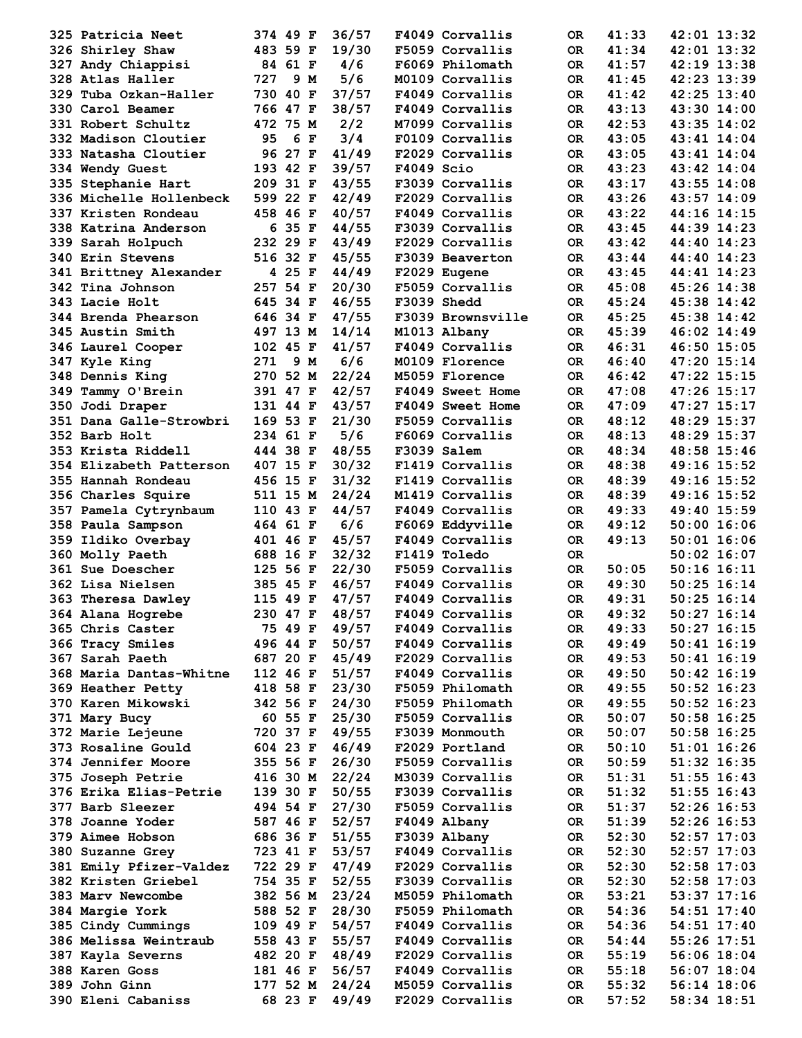| Place | Name | Bib | Age | Sex | Div Place | Division | City | State | Chip Time | Gun Time | Pace |
|---|---|---|---|---|---|---|---|---|---|---|---|
| 325 | Patricia Neet | 374 | 49 | F | 36/57 | F4049 | Corvallis | OR | 41:33 | 42:01 | 13:32 |
| 326 | Shirley Shaw | 483 | 59 | F | 19/30 | F5059 | Corvallis | OR | 41:34 | 42:01 | 13:32 |
| 327 | Andy Chiappisi | 84 | 61 | F | 4/6 | F6069 | Philomath | OR | 41:57 | 42:19 | 13:38 |
| 328 | Atlas Haller | 727 | 9 | M | 5/6 | M0109 | Corvallis | OR | 41:45 | 42:23 | 13:39 |
| 329 | Tuba Ozkan-Haller | 730 | 40 | F | 37/57 | F4049 | Corvallis | OR | 41:42 | 42:25 | 13:40 |
| 330 | Carol Beamer | 766 | 47 | F | 38/57 | F4049 | Corvallis | OR | 43:13 | 43:30 | 14:00 |
| 331 | Robert Schultz | 472 | 75 | M | 2/2 | M7099 | Corvallis | OR | 42:53 | 43:35 | 14:02 |
| 332 | Madison Cloutier | 95 | 6 | F | 3/4 | F0109 | Corvallis | OR | 43:05 | 43:41 | 14:04 |
| 333 | Natasha Cloutier | 96 | 27 | F | 41/49 | F2029 | Corvallis | OR | 43:05 | 43:41 | 14:04 |
| 334 | Wendy Guest | 193 | 42 | F | 39/57 | F4049 | Scio | OR | 43:23 | 43:42 | 14:04 |
| 335 | Stephanie Hart | 209 | 31 | F | 43/55 | F3039 | Corvallis | OR | 43:17 | 43:55 | 14:08 |
| 336 | Michelle Hollenbeck | 599 | 22 | F | 42/49 | F2029 | Corvallis | OR | 43:26 | 43:57 | 14:09 |
| 337 | Kristen Rondeau | 458 | 46 | F | 40/57 | F4049 | Corvallis | OR | 43:22 | 44:16 | 14:15 |
| 338 | Katrina Anderson | 6 | 35 | F | 44/55 | F3039 | Corvallis | OR | 43:45 | 44:39 | 14:23 |
| 339 | Sarah Holpuch | 232 | 29 | F | 43/49 | F2029 | Corvallis | OR | 43:42 | 44:40 | 14:23 |
| 340 | Erin Stevens | 516 | 32 | F | 45/55 | F3039 | Beaverton | OR | 43:44 | 44:40 | 14:23 |
| 341 | Brittney Alexander | 4 | 25 | F | 44/49 | F2029 | Eugene | OR | 43:45 | 44:41 | 14:23 |
| 342 | Tina Johnson | 257 | 54 | F | 20/30 | F5059 | Corvallis | OR | 45:08 | 45:26 | 14:38 |
| 343 | Lacie Holt | 645 | 34 | F | 46/55 | F3039 | Shedd | OR | 45:24 | 45:38 | 14:42 |
| 344 | Brenda Phearson | 646 | 34 | F | 47/55 | F3039 | Brownsville | OR | 45:25 | 45:38 | 14:42 |
| 345 | Austin Smith | 497 | 13 | M | 14/14 | M1013 | Albany | OR | 45:39 | 46:02 | 14:49 |
| 346 | Laurel Cooper | 102 | 45 | F | 41/57 | F4049 | Corvallis | OR | 46:31 | 46:50 | 15:05 |
| 347 | Kyle King | 271 | 9 | M | 6/6 | M0109 | Florence | OR | 46:40 | 47:20 | 15:14 |
| 348 | Dennis King | 270 | 52 | M | 22/24 | M5059 | Florence | OR | 46:42 | 47:22 | 15:15 |
| 349 | Tammy O'Brein | 391 | 47 | F | 42/57 | F4049 | Sweet Home | OR | 47:08 | 47:26 | 15:17 |
| 350 | Jodi Draper | 131 | 44 | F | 43/57 | F4049 | Sweet Home | OR | 47:09 | 47:27 | 15:17 |
| 351 | Dana Galle-Strowbri | 169 | 53 | F | 21/30 | F5059 | Corvallis | OR | 48:12 | 48:29 | 15:37 |
| 352 | Barb Holt | 234 | 61 | F | 5/6 | F6069 | Corvallis | OR | 48:13 | 48:29 | 15:37 |
| 353 | Krista Riddell | 444 | 38 | F | 48/55 | F3039 | Salem | OR | 48:34 | 48:58 | 15:46 |
| 354 | Elizabeth Patterson | 407 | 15 | F | 30/32 | F1419 | Corvallis | OR | 48:38 | 49:16 | 15:52 |
| 355 | Hannah Rondeau | 456 | 15 | F | 31/32 | F1419 | Corvallis | OR | 48:39 | 49:16 | 15:52 |
| 356 | Charles Squire | 511 | 15 | M | 24/24 | M1419 | Corvallis | OR | 48:39 | 49:16 | 15:52 |
| 357 | Pamela Cytrynbaum | 110 | 43 | F | 44/57 | F4049 | Corvallis | OR | 49:33 | 49:40 | 15:59 |
| 358 | Paula Sampson | 464 | 61 | F | 6/6 | F6069 | Eddyville | OR | 49:12 | 50:00 | 16:06 |
| 359 | Ildiko Overbay | 401 | 46 | F | 45/57 | F4049 | Corvallis | OR | 49:13 | 50:01 | 16:06 |
| 360 | Molly Paeth | 688 | 16 | F | 32/32 | F1419 | Toledo | OR | | 50:02 | 16:07 |
| 361 | Sue Doescher | 125 | 56 | F | 22/30 | F5059 | Corvallis | OR | 50:05 | 50:16 | 16:11 |
| 362 | Lisa Nielsen | 385 | 45 | F | 46/57 | F4049 | Corvallis | OR | 49:30 | 50:25 | 16:14 |
| 363 | Theresa Dawley | 115 | 49 | F | 47/57 | F4049 | Corvallis | OR | 49:31 | 50:25 | 16:14 |
| 364 | Alana Hogrebe | 230 | 47 | F | 48/57 | F4049 | Corvallis | OR | 49:32 | 50:27 | 16:14 |
| 365 | Chris Caster | 75 | 49 | F | 49/57 | F4049 | Corvallis | OR | 49:33 | 50:27 | 16:15 |
| 366 | Tracy Smiles | 496 | 44 | F | 50/57 | F4049 | Corvallis | OR | 49:49 | 50:41 | 16:19 |
| 367 | Sarah Paeth | 687 | 20 | F | 45/49 | F2029 | Corvallis | OR | 49:53 | 50:41 | 16:19 |
| 368 | Maria Dantas-Whitne | 112 | 46 | F | 51/57 | F4049 | Corvallis | OR | 49:50 | 50:42 | 16:19 |
| 369 | Heather Petty | 418 | 58 | F | 23/30 | F5059 | Philomath | OR | 49:55 | 50:52 | 16:23 |
| 370 | Karen Mikowski | 342 | 56 | F | 24/30 | F5059 | Philomath | OR | 49:55 | 50:52 | 16:23 |
| 371 | Mary Bucy | 60 | 55 | F | 25/30 | F5059 | Corvallis | OR | 50:07 | 50:58 | 16:25 |
| 372 | Marie Lejeune | 720 | 37 | F | 49/55 | F3039 | Monmouth | OR | 50:07 | 50:58 | 16:25 |
| 373 | Rosaline Gould | 604 | 23 | F | 46/49 | F2029 | Portland | OR | 50:10 | 51:01 | 16:26 |
| 374 | Jennifer Moore | 355 | 56 | F | 26/30 | F5059 | Corvallis | OR | 50:59 | 51:32 | 16:35 |
| 375 | Joseph Petrie | 416 | 30 | M | 22/24 | M3039 | Corvallis | OR | 51:31 | 51:55 | 16:43 |
| 376 | Erika Elias-Petrie | 139 | 30 | F | 50/55 | F3039 | Corvallis | OR | 51:32 | 51:55 | 16:43 |
| 377 | Barb Sleezer | 494 | 54 | F | 27/30 | F5059 | Corvallis | OR | 51:37 | 52:26 | 16:53 |
| 378 | Joanne Yoder | 587 | 46 | F | 52/57 | F4049 | Albany | OR | 51:39 | 52:26 | 16:53 |
| 379 | Aimee Hobson | 686 | 36 | F | 51/55 | F3039 | Albany | OR | 52:30 | 52:57 | 17:03 |
| 380 | Suzanne Grey | 723 | 41 | F | 53/57 | F4049 | Corvallis | OR | 52:30 | 52:57 | 17:03 |
| 381 | Emily Pfizer-Valdez | 722 | 29 | F | 47/49 | F2029 | Corvallis | OR | 52:30 | 52:58 | 17:03 |
| 382 | Kristen Griebel | 754 | 35 | F | 52/55 | F3039 | Corvallis | OR | 52:30 | 52:58 | 17:03 |
| 383 | Marv Newcombe | 382 | 56 | M | 23/24 | M5059 | Philomath | OR | 53:21 | 53:37 | 17:16 |
| 384 | Margie York | 588 | 52 | F | 28/30 | F5059 | Philomath | OR | 54:36 | 54:51 | 17:40 |
| 385 | Cindy Cummings | 109 | 49 | F | 54/57 | F4049 | Corvallis | OR | 54:36 | 54:51 | 17:40 |
| 386 | Melissa Weintraub | 558 | 43 | F | 55/57 | F4049 | Corvallis | OR | 54:44 | 55:26 | 17:51 |
| 387 | Kayla Severns | 482 | 20 | F | 48/49 | F2029 | Corvallis | OR | 55:19 | 56:06 | 18:04 |
| 388 | Karen Goss | 181 | 46 | F | 56/57 | F4049 | Corvallis | OR | 55:18 | 56:07 | 18:04 |
| 389 | John Ginn | 177 | 52 | M | 24/24 | M5059 | Corvallis | OR | 55:32 | 56:14 | 18:06 |
| 390 | Eleni Cabaniss | 68 | 23 | F | 49/49 | F2029 | Corvallis | OR | 57:52 | 58:34 | 18:51 |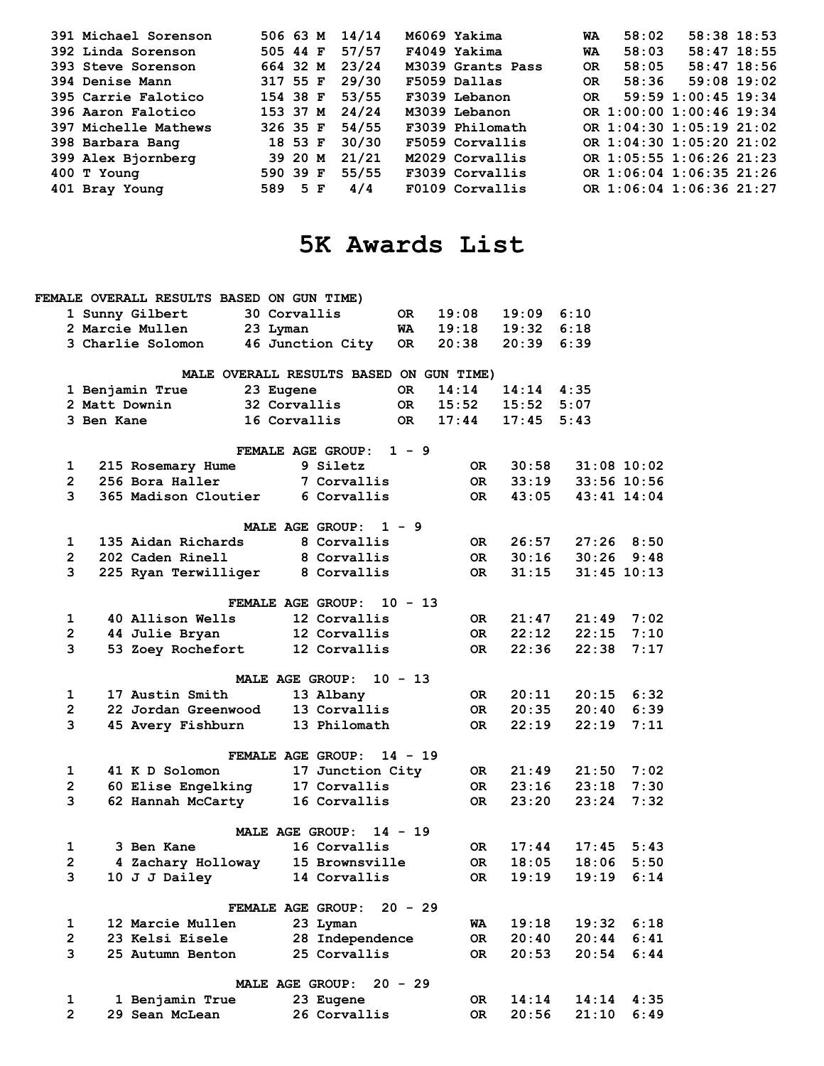| | | | | | | | | | | |
|---|---|---|---|---|---|---|---|---|---|---|
| 391 | Michael Sorenson | 506 | 63 | M | 14/14 | M6069 | Yakima | WA | 58:02 | 58:38 | 18:53 |
| 392 | Linda Sorenson | 505 | 44 | F | 57/57 | F4049 | Yakima | WA | 58:03 | 58:47 | 18:55 |
| 393 | Steve Sorenson | 664 | 32 | M | 23/24 | M3039 | Grants Pass | OR | 58:05 | 58:47 | 18:56 |
| 394 | Denise Mann | 317 | 55 | F | 29/30 | F5059 | Dallas | OR | 58:36 | 59:08 | 19:02 |
| 395 | Carrie Falotico | 154 | 38 | F | 53/55 | F3039 | Lebanon | OR | 59:59 | 1:00:45 | 19:34 |
| 396 | Aaron Falotico | 153 | 37 | M | 24/24 | M3039 | Lebanon | OR | 1:00:00 | 1:00:46 | 19:34 |
| 397 | Michelle Mathews | 326 | 35 | F | 54/55 | F3039 | Philomath | OR | 1:04:30 | 1:05:19 | 21:02 |
| 398 | Barbara Bang | 18 | 53 | F | 30/30 | F5059 | Corvallis | OR | 1:04:30 | 1:05:20 | 21:02 |
| 399 | Alex Bjornberg | 39 | 20 | M | 21/21 | M2029 | Corvallis | OR | 1:05:55 | 1:06:26 | 21:23 |
| 400 | T Young | 590 | 39 | F | 55/55 | F3039 | Corvallis | OR | 1:06:04 | 1:06:35 | 21:26 |
| 401 | Bray Young | 589 | 5 | F | 4/4 | F0109 | Corvallis | OR | 1:06:04 | 1:06:36 | 21:27 |

# 5K Awards List

FEMALE OVERALL RESULTS BASED ON GUN TIME)

| | | | | | | | |
|---|---|---|---|---|---|---|---|
| 1 | Sunny Gilbert | 30 | Corvallis | OR | 19:08 | 19:09 | 6:10 |
| 2 | Marcie Mullen | 23 | Lyman | WA | 19:18 | 19:32 | 6:18 |
| 3 | Charlie Solomon | 46 | Junction City | OR | 20:38 | 20:39 | 6:39 |

MALE OVERALL RESULTS BASED ON GUN TIME)

| | | | | | | | |
|---|---|---|---|---|---|---|---|
| 1 | Benjamin True | 23 | Eugene | OR | 14:14 | 14:14 | 4:35 |
| 2 | Matt Downin | 32 | Corvallis | OR | 15:52 | 15:52 | 5:07 |
| 3 | Ben Kane | 16 | Corvallis | OR | 17:44 | 17:45 | 5:43 |

FEMALE AGE GROUP: 1 - 9

| | | | | | | | | |
|---|---|---|---|---|---|---|---|---|
| 1 | 215 | Rosemary Hume | 9 | Siletz | OR | 30:58 | 31:08 | 10:02 |
| 2 | 256 | Bora Haller | 7 | Corvallis | OR | 33:19 | 33:56 | 10:56 |
| 3 | 365 | Madison Cloutier | 6 | Corvallis | OR | 43:05 | 43:41 | 14:04 |

MALE AGE GROUP: 1 - 9

| | | | | | | | | |
|---|---|---|---|---|---|---|---|---|
| 1 | 135 | Aidan Richards | 8 | Corvallis | OR | 26:57 | 27:26 | 8:50 |
| 2 | 202 | Caden Rinell | 8 | Corvallis | OR | 30:16 | 30:26 | 9:48 |
| 3 | 225 | Ryan Terwilliger | 8 | Corvallis | OR | 31:15 | 31:45 | 10:13 |

FEMALE AGE GROUP: 10 - 13

| | | | | | | | | |
|---|---|---|---|---|---|---|---|---|
| 1 | 40 | Allison Wells | 12 | Corvallis | OR | 21:47 | 21:49 | 7:02 |
| 2 | 44 | Julie Bryan | 12 | Corvallis | OR | 22:12 | 22:15 | 7:10 |
| 3 | 53 | Zoey Rochefort | 12 | Corvallis | OR | 22:36 | 22:38 | 7:17 |

MALE AGE GROUP: 10 - 13

| | | | | | | | | |
|---|---|---|---|---|---|---|---|---|
| 1 | 17 | Austin Smith | 13 | Albany | OR | 20:11 | 20:15 | 6:32 |
| 2 | 22 | Jordan Greenwood | 13 | Corvallis | OR | 20:35 | 20:40 | 6:39 |
| 3 | 45 | Avery Fishburn | 13 | Philomath | OR | 22:19 | 22:19 | 7:11 |

FEMALE AGE GROUP: 14 - 19

| | | | | | | | | |
|---|---|---|---|---|---|---|---|---|
| 1 | 41 | K D Solomon | 17 | Junction City | OR | 21:49 | 21:50 | 7:02 |
| 2 | 60 | Elise Engelking | 17 | Corvallis | OR | 23:16 | 23:18 | 7:30 |
| 3 | 62 | Hannah McCarty | 16 | Corvallis | OR | 23:20 | 23:24 | 7:32 |

MALE AGE GROUP: 14 - 19

| | | | | | | | | |
|---|---|---|---|---|---|---|---|---|
| 1 | 3 | Ben Kane | 16 | Corvallis | OR | 17:44 | 17:45 | 5:43 |
| 2 | 4 | Zachary Holloway | 15 | Brownsville | OR | 18:05 | 18:06 | 5:50 |
| 3 | 10 | J J Dailey | 14 | Corvallis | OR | 19:19 | 19:19 | 6:14 |

FEMALE AGE GROUP: 20 - 29

| | | | | | | | | |
|---|---|---|---|---|---|---|---|---|
| 1 | 12 | Marcie Mullen | 23 | Lyman | WA | 19:18 | 19:32 | 6:18 |
| 2 | 23 | Kelsi Eisele | 28 | Independence | OR | 20:40 | 20:44 | 6:41 |
| 3 | 25 | Autumn Benton | 25 | Corvallis | OR | 20:53 | 20:54 | 6:44 |

MALE AGE GROUP: 20 - 29

| | | | | | | | | |
|---|---|---|---|---|---|---|---|---|
| 1 | 1 | Benjamin True | 23 | Eugene | OR | 14:14 | 14:14 | 4:35 |
| 2 | 29 | Sean McLean | 26 | Corvallis | OR | 20:56 | 21:10 | 6:49 |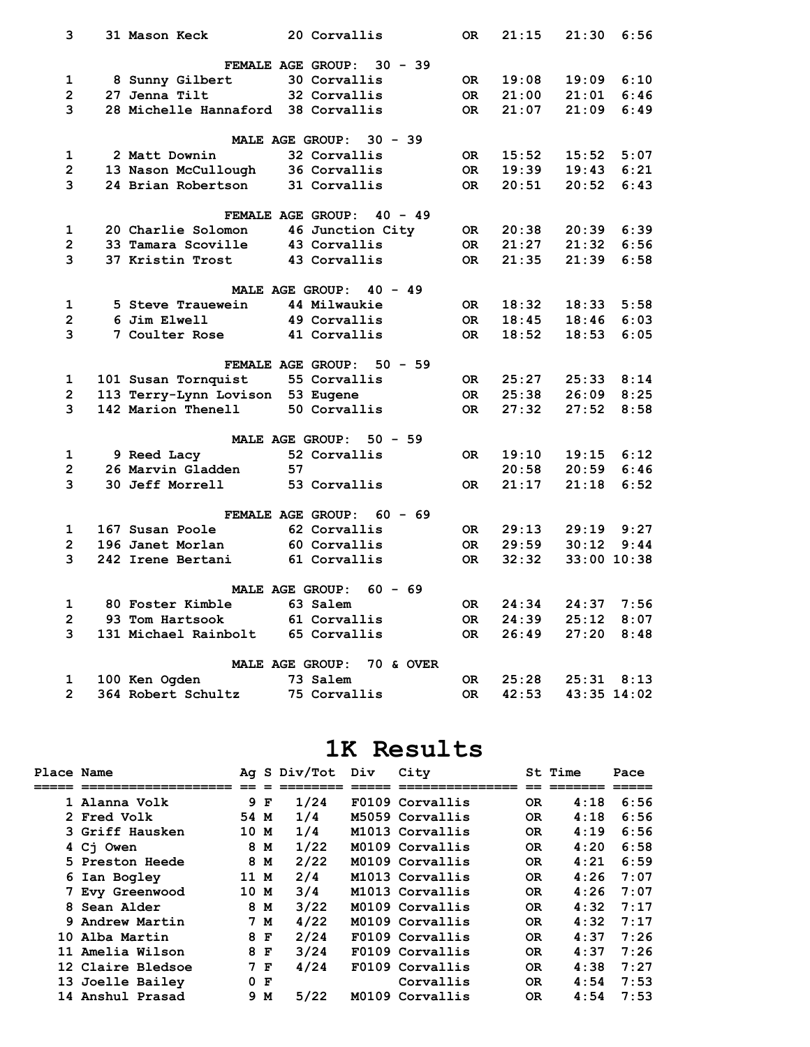| | | | | | | | | |
|---|---|---|---|---|---|---|---|---|
| 3 | 31 | Mason Keck | 20 | Corvallis | OR | 21:15 | 21:30 | 6:56 |

**FEMALE AGE GROUP: 30 - 39**

| | | | | | | | | |
|---|---|---|---|---|---|---|---|---|
| 1 | 8 | Sunny Gilbert | 30 | Corvallis | OR | 19:08 | 19:09 | 6:10 |
| 2 | 27 | Jenna Tilt | 32 | Corvallis | OR | 21:00 | 21:01 | 6:46 |
| 3 | 28 | Michelle Hannaford | 38 | Corvallis | OR | 21:07 | 21:09 | 6:49 |

**MALE AGE GROUP: 30 - 39**

| | | | | | | | | |
|---|---|---|---|---|---|---|---|---|
| 1 | 2 | Matt Downin | 32 | Corvallis | OR | 15:52 | 15:52 | 5:07 |
| 2 | 13 | Nason McCullough | 36 | Corvallis | OR | 19:39 | 19:43 | 6:21 |
| 3 | 24 | Brian Robertson | 31 | Corvallis | OR | 20:51 | 20:52 | 6:43 |

**FEMALE AGE GROUP: 40 - 49**

| | | | | | | | | |
|---|---|---|---|---|---|---|---|---|
| 1 | 20 | Charlie Solomon | 46 | Junction City | OR | 20:38 | 20:39 | 6:39 |
| 2 | 33 | Tamara Scoville | 43 | Corvallis | OR | 21:27 | 21:32 | 6:56 |
| 3 | 37 | Kristin Trost | 43 | Corvallis | OR | 21:35 | 21:39 | 6:58 |

**MALE AGE GROUP: 40 - 49**

| | | | | | | | | |
|---|---|---|---|---|---|---|---|---|
| 1 | 5 | Steve Trauewein | 44 | Milwaukie | OR | 18:32 | 18:33 | 5:58 |
| 2 | 6 | Jim Elwell | 49 | Corvallis | OR | 18:45 | 18:46 | 6:03 |
| 3 | 7 | Coulter Rose | 41 | Corvallis | OR | 18:52 | 18:53 | 6:05 |

**FEMALE AGE GROUP: 50 - 59**

| | | | | | | | | |
|---|---|---|---|---|---|---|---|---|
| 1 | 101 | Susan Tornquist | 55 | Corvallis | OR | 25:27 | 25:33 | 8:14 |
| 2 | 113 | Terry-Lynn Lovison | 53 | Eugene | OR | 25:38 | 26:09 | 8:25 |
| 3 | 142 | Marion Thenell | 50 | Corvallis | OR | 27:32 | 27:52 | 8:58 |

**MALE AGE GROUP: 50 - 59**

| | | | | | | | | |
|---|---|---|---|---|---|---|---|---|
| 1 | 9 | Reed Lacy | 52 | Corvallis | OR | 19:10 | 19:15 | 6:12 |
| 2 | 26 | Marvin Gladden | 57 | | | 20:58 | 20:59 | 6:46 |
| 3 | 30 | Jeff Morrell | 53 | Corvallis | OR | 21:17 | 21:18 | 6:52 |

**FEMALE AGE GROUP: 60 - 69**

| | | | | | | | | |
|---|---|---|---|---|---|---|---|---|
| 1 | 167 | Susan Poole | 62 | Corvallis | OR | 29:13 | 29:19 | 9:27 |
| 2 | 196 | Janet Morlan | 60 | Corvallis | OR | 29:59 | 30:12 | 9:44 |
| 3 | 242 | Irene Bertani | 61 | Corvallis | OR | 32:32 | 33:00 | 10:38 |

**MALE AGE GROUP: 60 - 69**

| | | | | | | | | |
|---|---|---|---|---|---|---|---|---|
| 1 | 80 | Foster Kimble | 63 | Salem | OR | 24:34 | 24:37 | 7:56 |
| 2 | 93 | Tom Hartsook | 61 | Corvallis | OR | 24:39 | 25:12 | 8:07 |
| 3 | 131 | Michael Rainbolt | 65 | Corvallis | OR | 26:49 | 27:20 | 8:48 |

**MALE AGE GROUP: 70 & OVER**

| | | | | | | | | |
|---|---|---|---|---|---|---|---|---|
| 1 | 100 | Ken Ogden | 73 | Salem | OR | 25:28 | 25:31 | 8:13 |
| 2 | 364 | Robert Schultz | 75 | Corvallis | OR | 42:53 | 43:35 | 14:02 |

# 1K Results

| Place | Name | Ag | S | Div/Tot | Div | City | St | Time | Pace |
|---|---|---|---|---|---|---|---|---|---|
| 1 | Alanna Volk | 9 | F | 1/24 | F0109 | Corvallis | OR | 4:18 | 6:56 |
| 2 | Fred Volk | 54 | M | 1/4 | M5059 | Corvallis | OR | 4:18 | 6:56 |
| 3 | Griff Hausken | 10 | M | 1/4 | M1013 | Corvallis | OR | 4:19 | 6:56 |
| 4 | Cj Owen | 8 | M | 1/22 | M0109 | Corvallis | OR | 4:20 | 6:58 |
| 5 | Preston Heede | 8 | M | 2/22 | M0109 | Corvallis | OR | 4:21 | 6:59 |
| 6 | Ian Bogley | 11 | M | 2/4 | M1013 | Corvallis | OR | 4:26 | 7:07 |
| 7 | Evy Greenwood | 10 | M | 3/4 | M1013 | Corvallis | OR | 4:26 | 7:07 |
| 8 | Sean Alder | 8 | M | 3/22 | M0109 | Corvallis | OR | 4:32 | 7:17 |
| 9 | Andrew Martin | 7 | M | 4/22 | M0109 | Corvallis | OR | 4:32 | 7:17 |
| 10 | Alba Martin | 8 | F | 2/24 | F0109 | Corvallis | OR | 4:37 | 7:26 |
| 11 | Amelia Wilson | 8 | F | 3/24 | F0109 | Corvallis | OR | 4:37 | 7:26 |
| 12 | Claire Bledsoe | 7 | F | 4/24 | F0109 | Corvallis | OR | 4:38 | 7:27 |
| 13 | Joelle Bailey | 0 | F | | | Corvallis | OR | 4:54 | 7:53 |
| 14 | Anshul Prasad | 9 | M | 5/22 | M0109 | Corvallis | OR | 4:54 | 7:53 |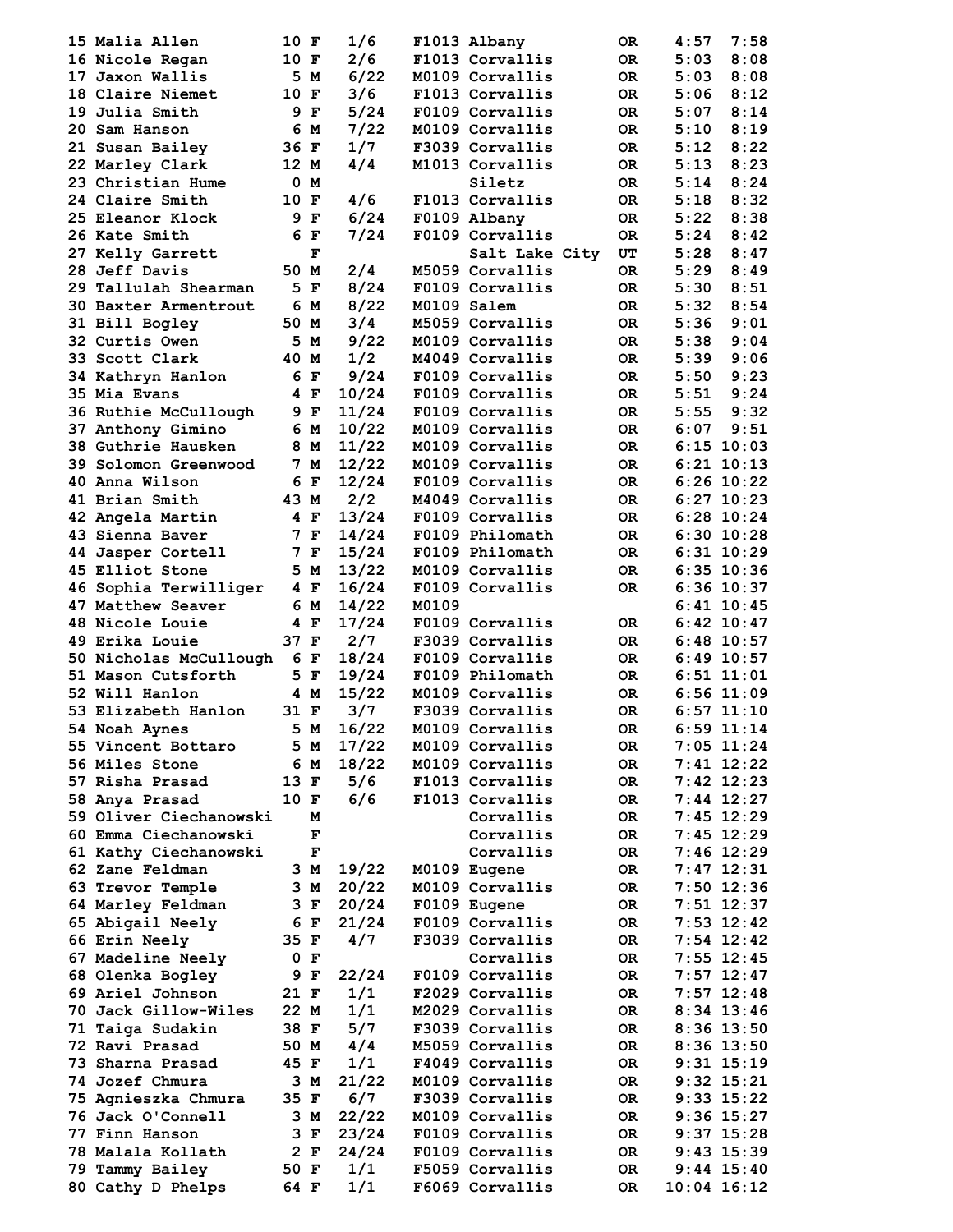| Place | Name | Age | Sex | Div Place | Div | City | State | Pace | Time |
|---|---|---|---|---|---|---|---|---|---|
| 15 | Malia Allen | 10 | F | 1/6 | F1013 | Albany | OR | 4:57 | 7:58 |
| 16 | Nicole Regan | 10 | F | 2/6 | F1013 | Corvallis | OR | 5:03 | 8:08 |
| 17 | Jaxon Wallis | 5 | M | 6/22 | M0109 | Corvallis | OR | 5:03 | 8:08 |
| 18 | Claire Niemet | 10 | F | 3/6 | F1013 | Corvallis | OR | 5:06 | 8:12 |
| 19 | Julia Smith | 9 | F | 5/24 | F0109 | Corvallis | OR | 5:07 | 8:14 |
| 20 | Sam Hanson | 6 | M | 7/22 | M0109 | Corvallis | OR | 5:10 | 8:19 |
| 21 | Susan Bailey | 36 | F | 1/7 | F3039 | Corvallis | OR | 5:12 | 8:22 |
| 22 | Marley Clark | 12 | M | 4/4 | M1013 | Corvallis | OR | 5:13 | 8:23 |
| 23 | Christian Hume | 0 | M | | | Siletz | OR | 5:14 | 8:24 |
| 24 | Claire Smith | 10 | F | 4/6 | F1013 | Corvallis | OR | 5:18 | 8:32 |
| 25 | Eleanor Klock | 9 | F | 6/24 | F0109 | Albany | OR | 5:22 | 8:38 |
| 26 | Kate Smith | 6 | F | 7/24 | F0109 | Corvallis | OR | 5:24 | 8:42 |
| 27 | Kelly Garrett | | F | | | Salt Lake City | UT | 5:28 | 8:47 |
| 28 | Jeff Davis | 50 | M | 2/4 | M5059 | Corvallis | OR | 5:29 | 8:49 |
| 29 | Tallulah Shearman | 5 | F | 8/24 | F0109 | Corvallis | OR | 5:30 | 8:51 |
| 30 | Baxter Armentrout | 6 | M | 8/22 | M0109 | Salem | OR | 5:32 | 8:54 |
| 31 | Bill Bogley | 50 | M | 3/4 | M5059 | Corvallis | OR | 5:36 | 9:01 |
| 32 | Curtis Owen | 5 | M | 9/22 | M0109 | Corvallis | OR | 5:38 | 9:04 |
| 33 | Scott Clark | 40 | M | 1/2 | M4049 | Corvallis | OR | 5:39 | 9:06 |
| 34 | Kathryn Hanlon | 6 | F | 9/24 | F0109 | Corvallis | OR | 5:50 | 9:23 |
| 35 | Mia Evans | 4 | F | 10/24 | F0109 | Corvallis | OR | 5:51 | 9:24 |
| 36 | Ruthie McCullough | 9 | F | 11/24 | F0109 | Corvallis | OR | 5:55 | 9:32 |
| 37 | Anthony Gimino | 6 | M | 10/22 | M0109 | Corvallis | OR | 6:07 | 9:51 |
| 38 | Guthrie Hausken | 8 | M | 11/22 | M0109 | Corvallis | OR | 6:15 | 10:03 |
| 39 | Solomon Greenwood | 7 | M | 12/22 | M0109 | Corvallis | OR | 6:21 | 10:13 |
| 40 | Anna Wilson | 6 | F | 12/24 | F0109 | Corvallis | OR | 6:26 | 10:22 |
| 41 | Brian Smith | 43 | M | 2/2 | M4049 | Corvallis | OR | 6:27 | 10:23 |
| 42 | Angela Martin | 4 | F | 13/24 | F0109 | Corvallis | OR | 6:28 | 10:24 |
| 43 | Sienna Baver | 7 | F | 14/24 | F0109 | Philomath | OR | 6:30 | 10:28 |
| 44 | Jasper Cortell | 7 | F | 15/24 | F0109 | Philomath | OR | 6:31 | 10:29 |
| 45 | Elliot Stone | 5 | M | 13/22 | M0109 | Corvallis | OR | 6:35 | 10:36 |
| 46 | Sophia Terwilliger | 4 | F | 16/24 | F0109 | Corvallis | OR | 6:36 | 10:37 |
| 47 | Matthew Seaver | 6 | M | 14/22 | M0109 | | | 6:41 | 10:45 |
| 48 | Nicole Louie | 4 | F | 17/24 | F0109 | Corvallis | OR | 6:42 | 10:47 |
| 49 | Erika Louie | 37 | F | 2/7 | F3039 | Corvallis | OR | 6:48 | 10:57 |
| 50 | Nicholas McCullough | 6 | F | 18/24 | F0109 | Corvallis | OR | 6:49 | 10:57 |
| 51 | Mason Cutsforth | 5 | F | 19/24 | F0109 | Philomath | OR | 6:51 | 11:01 |
| 52 | Will Hanlon | 4 | M | 15/22 | M0109 | Corvallis | OR | 6:56 | 11:09 |
| 53 | Elizabeth Hanlon | 31 | F | 3/7 | F3039 | Corvallis | OR | 6:57 | 11:10 |
| 54 | Noah Aynes | 5 | M | 16/22 | M0109 | Corvallis | OR | 6:59 | 11:14 |
| 55 | Vincent Bottaro | 5 | M | 17/22 | M0109 | Corvallis | OR | 7:05 | 11:24 |
| 56 | Miles Stone | 6 | M | 18/22 | M0109 | Corvallis | OR | 7:41 | 12:22 |
| 57 | Risha Prasad | 13 | F | 5/6 | F1013 | Corvallis | OR | 7:42 | 12:23 |
| 58 | Anya Prasad | 10 | F | 6/6 | F1013 | Corvallis | OR | 7:44 | 12:27 |
| 59 | Oliver Ciechanowski | | M | | | Corvallis | OR | 7:45 | 12:29 |
| 60 | Emma Ciechanowski | | F | | | Corvallis | OR | 7:45 | 12:29 |
| 61 | Kathy Ciechanowski | | F | | | Corvallis | OR | 7:46 | 12:29 |
| 62 | Zane Feldman | 3 | M | 19/22 | M0109 | Eugene | OR | 7:47 | 12:31 |
| 63 | Trevor Temple | 3 | M | 20/22 | M0109 | Corvallis | OR | 7:50 | 12:36 |
| 64 | Marley Feldman | 3 | F | 20/24 | F0109 | Eugene | OR | 7:51 | 12:37 |
| 65 | Abigail Neely | 6 | F | 21/24 | F0109 | Corvallis | OR | 7:53 | 12:42 |
| 66 | Erin Neely | 35 | F | 4/7 | F3039 | Corvallis | OR | 7:54 | 12:42 |
| 67 | Madeline Neely | 0 | F | | | Corvallis | OR | 7:55 | 12:45 |
| 68 | Olenka Bogley | 9 | F | 22/24 | F0109 | Corvallis | OR | 7:57 | 12:47 |
| 69 | Ariel Johnson | 21 | F | 1/1 | F2029 | Corvallis | OR | 7:57 | 12:48 |
| 70 | Jack Gillow-Wiles | 22 | M | 1/1 | M2029 | Corvallis | OR | 8:34 | 13:46 |
| 71 | Taiga Sudakin | 38 | F | 5/7 | F3039 | Corvallis | OR | 8:36 | 13:50 |
| 72 | Ravi Prasad | 50 | M | 4/4 | M5059 | Corvallis | OR | 8:36 | 13:50 |
| 73 | Sharna Prasad | 45 | F | 1/1 | F4049 | Corvallis | OR | 9:31 | 15:19 |
| 74 | Jozef Chmura | 3 | M | 21/22 | M0109 | Corvallis | OR | 9:32 | 15:21 |
| 75 | Agnieszka Chmura | 35 | F | 6/7 | F3039 | Corvallis | OR | 9:33 | 15:22 |
| 76 | Jack O'Connell | 3 | M | 22/22 | M0109 | Corvallis | OR | 9:36 | 15:27 |
| 77 | Finn Hanson | 3 | F | 23/24 | F0109 | Corvallis | OR | 9:37 | 15:28 |
| 78 | Malala Kollath | 2 | F | 24/24 | F0109 | Corvallis | OR | 9:43 | 15:39 |
| 79 | Tammy Bailey | 50 | F | 1/1 | F5059 | Corvallis | OR | 9:44 | 15:40 |
| 80 | Cathy D Phelps | 64 | F | 1/1 | F6069 | Corvallis | OR | 10:04 | 16:12 |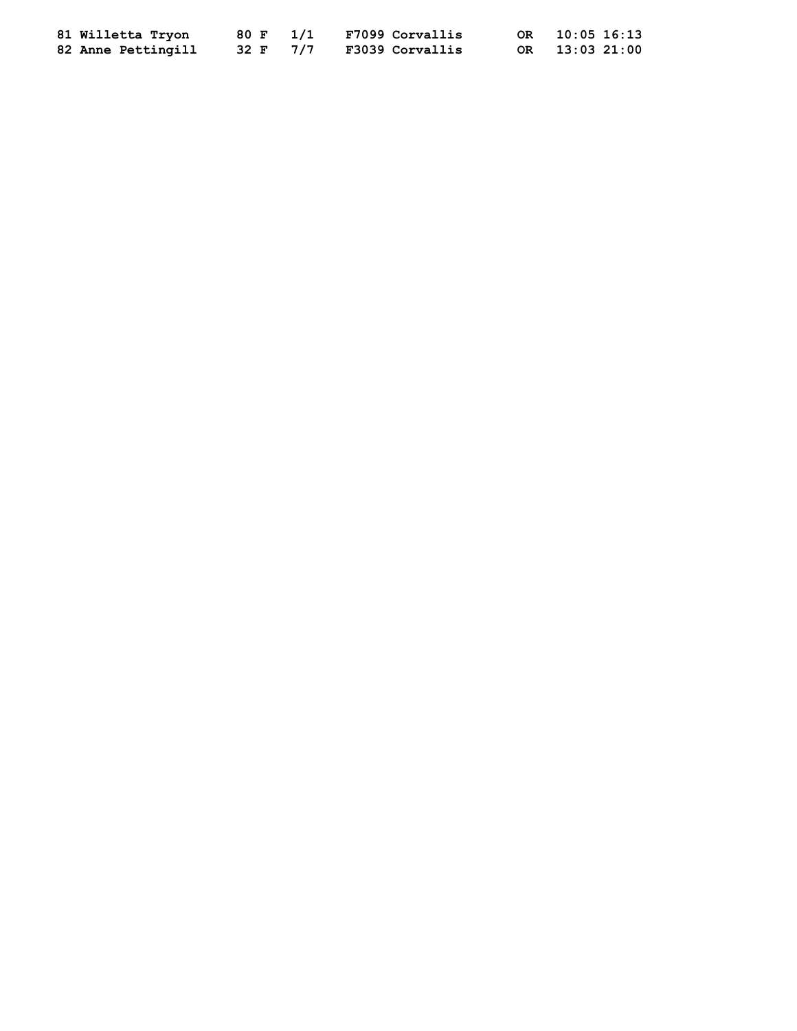```
81 Willetta Tryon      80 F   1/1    F7099 Corvallis       OR   10:05 16:13
82 Anne Pettingill     32 F   7/7    F3039 Corvallis       OR   13:03 21:00
```